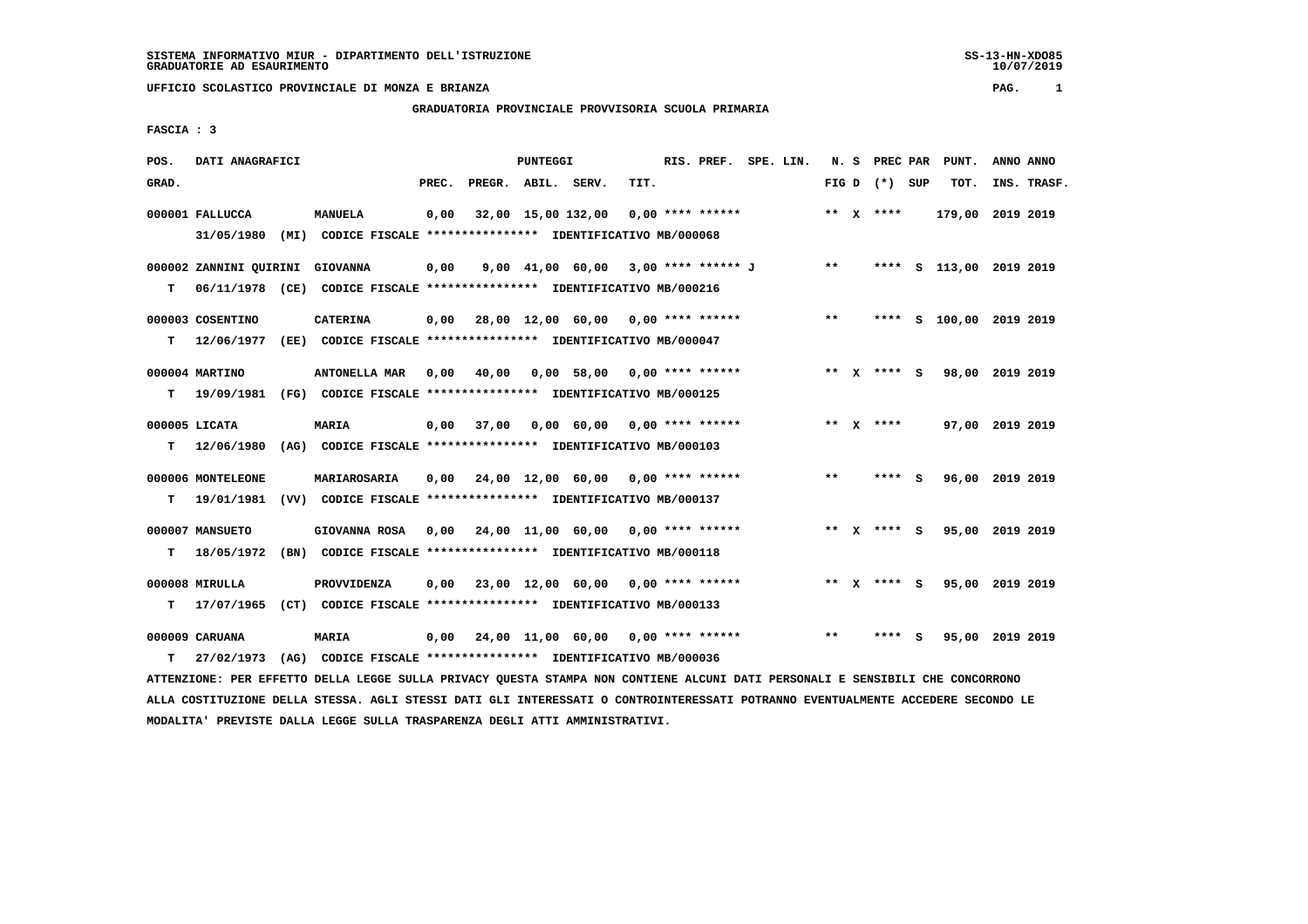SISTEMA INFORMATIVO MIUR - DIPARTIMENTO DELL'ISTRUZIONE
GRADUATORIE AD ESAURIMENTO

UFFICIO SCOLASTICO PROVINCIALE DI MONZA E BRIANZA

GRADUATORIA PROVINCIALE PROVVISORIA SCUOLA PRIMARIA

FASCIA : 3

| POS. GRAD. | DATI ANAGRAFICI | | PREC. | PREGR. | ABIL. | SERV. | TIT. | RIS. PREF. | SPE. LIN. | N. S FIG D | PREC PAR (*) | SUP | PUNT. TOT. | ANNO ANNO INS. TRASF. |
|---|---|---|---|---|---|---|---|---|---|---|---|---|---|---|
| 000001 | FALLUCCA | MANUELA | 0,00 | 32,00 | 15,00 | 132,00 | 0,00 | **** ****** | | ** X | **** | | 179,00 | 2019 2019 |
| | 31/05/1980 (MI) CODICE FISCALE **************** IDENTIFICATIVO MB/000068 | | | | | | | | | | | | | |
| 000002 | ZANNINI QUIRINI | GIOVANNA | 0,00 | 9,00 | 41,00 | 60,00 | 3,00 | **** ****** J | | ** | **** | S | 113,00 | 2019 2019 |
| T | 06/11/1978 (CE) CODICE FISCALE **************** IDENTIFICATIVO MB/000216 | | | | | | | | | | | | | |
| 000003 | COSENTINO | CATERINA | 0,00 | 28,00 | 12,00 | 60,00 | 0,00 | **** ****** | | ** | **** | S | 100,00 | 2019 2019 |
| T | 12/06/1977 (EE) CODICE FISCALE **************** IDENTIFICATIVO MB/000047 | | | | | | | | | | | | | |
| 000004 | MARTINO | ANTONELLA MAR | 0,00 | 40,00 | 0,00 | 58,00 | 0,00 | **** ****** | | ** X | **** | S | 98,00 | 2019 2019 |
| T | 19/09/1981 (FG) CODICE FISCALE **************** IDENTIFICATIVO MB/000125 | | | | | | | | | | | | | |
| 000005 | LICATA | MARIA | 0,00 | 37,00 | 0,00 | 60,00 | 0,00 | **** ****** | | ** X | **** | | 97,00 | 2019 2019 |
| T | 12/06/1980 (AG) CODICE FISCALE **************** IDENTIFICATIVO MB/000103 | | | | | | | | | | | | | |
| 000006 | MONTELEONE | MARIAROSARIA | 0,00 | 24,00 | 12,00 | 60,00 | 0,00 | **** ****** | | ** | **** | S | 96,00 | 2019 2019 |
| T | 19/01/1981 (VV) CODICE FISCALE **************** IDENTIFICATIVO MB/000137 | | | | | | | | | | | | | |
| 000007 | MANSUETO | GIOVANNA ROSA | 0,00 | 24,00 | 11,00 | 60,00 | 0,00 | **** ****** | | ** X | **** | S | 95,00 | 2019 2019 |
| T | 18/05/1972 (BN) CODICE FISCALE **************** IDENTIFICATIVO MB/000118 | | | | | | | | | | | | | |
| 000008 | MIRULLA | PROVVIDENZA | 0,00 | 23,00 | 12,00 | 60,00 | 0,00 | **** ****** | | ** X | **** | S | 95,00 | 2019 2019 |
| T | 17/07/1965 (CT) CODICE FISCALE **************** IDENTIFICATIVO MB/000133 | | | | | | | | | | | | | |
| 000009 | CARUANA | MARIA | 0,00 | 24,00 | 11,00 | 60,00 | 0,00 | **** ****** | | ** | **** | S | 95,00 | 2019 2019 |
| T | 27/02/1973 (AG) CODICE FISCALE **************** IDENTIFICATIVO MB/000036 | | | | | | | | | | | | | |

ATTENZIONE: PER EFFETTO DELLA LEGGE SULLA PRIVACY QUESTA STAMPA NON CONTIENE ALCUNI DATI PERSONALI E SENSIBILI CHE CONCORRONO ALLA COSTITUZIONE DELLA STESSA. AGLI STESSI DATI GLI INTERESSATI O CONTROINTERESSATI POTRANNO EVENTUALMENTE ACCEDERE SECONDO LE MODALITA' PREVISTE DALLA LEGGE SULLA TRASPARENZA DEGLI ATTI AMMINISTRATIVI.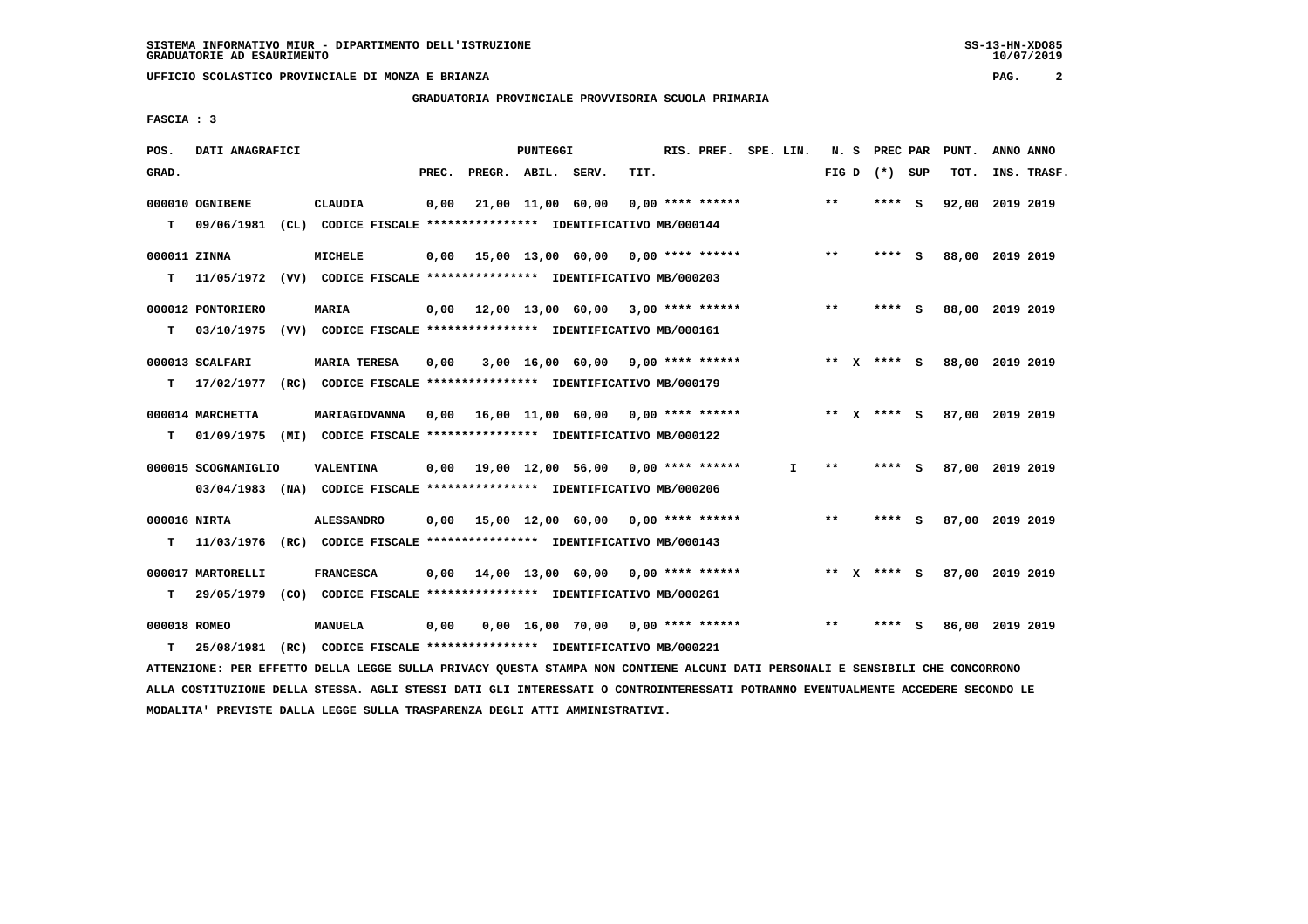SISTEMA INFORMATIVO MIUR - DIPARTIMENTO DELL'ISTRUZIONE
GRADUATORIE AD ESAURIMENTO

UFFICIO SCOLASTICO PROVINCIALE DI MONZA E BRIANZA

GRADUATORIA PROVINCIALE PROVVISORIA SCUOLA PRIMARIA

FASCIA : 3

| POS. GRAD. | DATI ANAGRAFICI | | PREC. | PREGR. | ABIL. | SERV. | TIT. | RIS. PREF. | SPE. LIN. | N. S FIG D | PREC PAR (*) SUP | PUNT. TOT. | ANNO ANNO INS. TRASF. |
|---|---|---|---|---|---|---|---|---|---|---|---|---|---|
| 000010 | OGNIBENE | CLAUDIA | 0,00 | 21,00 | 11,00 | 60,00 | 0,00 | **** ****** | | ** | **** S | 92,00 | 2019 2019 |
| T | 09/06/1981 (CL) CODICE FISCALE **************** IDENTIFICATIVO MB/000144 | | | | | | | | | | | | |
| 000011 | ZINNA | MICHELE | 0,00 | 15,00 | 13,00 | 60,00 | 0,00 | **** ****** | | ** | **** S | 88,00 | 2019 2019 |
| T | 11/05/1972 (VV) CODICE FISCALE **************** IDENTIFICATIVO MB/000203 | | | | | | | | | | | | |
| 000012 | PONTORIERO | MARIA | 0,00 | 12,00 | 13,00 | 60,00 | 3,00 | **** ****** | | ** | **** S | 88,00 | 2019 2019 |
| T | 03/10/1975 (VV) CODICE FISCALE **************** IDENTIFICATIVO MB/000161 | | | | | | | | | | | | |
| 000013 | SCALFARI | MARIA TERESA | 0,00 | 3,00 | 16,00 | 60,00 | 9,00 | **** ****** | | ** X | **** S | 88,00 | 2019 2019 |
| T | 17/02/1977 (RC) CODICE FISCALE **************** IDENTIFICATIVO MB/000179 | | | | | | | | | | | | |
| 000014 | MARCHETTA | MARIAGIOVANNA | 0,00 | 16,00 | 11,00 | 60,00 | 0,00 | **** ****** | | ** X | **** S | 87,00 | 2019 2019 |
| T | 01/09/1975 (MI) CODICE FISCALE **************** IDENTIFICATIVO MB/000122 | | | | | | | | | | | | |
| 000015 | SCOGNAMIGLIO | VALENTINA | 0,00 | 19,00 | 12,00 | 56,00 | 0,00 | **** ****** | I | ** | **** S | 87,00 | 2019 2019 |
| | 03/04/1983 (NA) CODICE FISCALE **************** IDENTIFICATIVO MB/000206 | | | | | | | | | | | | |
| 000016 | NIRTA | ALESSANDRO | 0,00 | 15,00 | 12,00 | 60,00 | 0,00 | **** ****** | | ** | **** S | 87,00 | 2019 2019 |
| T | 11/03/1976 (RC) CODICE FISCALE **************** IDENTIFICATIVO MB/000143 | | | | | | | | | | | | |
| 000017 | MARTORELLI | FRANCESCA | 0,00 | 14,00 | 13,00 | 60,00 | 0,00 | **** ****** | | ** X | **** S | 87,00 | 2019 2019 |
| T | 29/05/1979 (CO) CODICE FISCALE **************** IDENTIFICATIVO MB/000261 | | | | | | | | | | | | |
| 000018 | ROMEO | MANUELA | 0,00 | 0,00 | 16,00 | 70,00 | 0,00 | **** ****** | | ** | **** S | 86,00 | 2019 2019 |
| T | 25/08/1981 (RC) CODICE FISCALE **************** IDENTIFICATIVO MB/000221 | | | | | | | | | | | | |

ATTENZIONE: PER EFFETTO DELLA LEGGE SULLA PRIVACY QUESTA STAMPA NON CONTIENE ALCUNI DATI PERSONALI E SENSIBILI CHE CONCORRONO ALLA COSTITUZIONE DELLA STESSA. AGLI STESSI DATI GLI INTERESSATI O CONTROINTERESSATI POTRANNO EVENTUALMENTE ACCEDERE SECONDO LE MODALITA' PREVISTE DALLA LEGGE SULLA TRASPARENZA DEGLI ATTI AMMINISTRATIVI.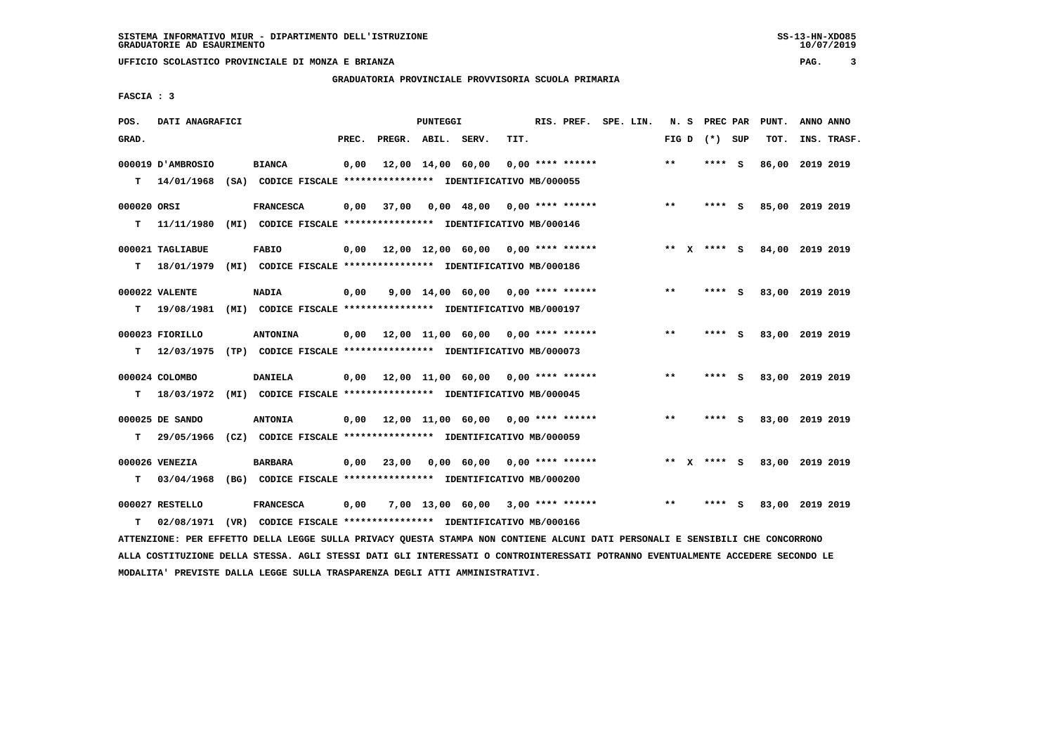SISTEMA INFORMATIVO MIUR - DIPARTIMENTO DELL'ISTRUZIONE
GRADUATORIE AD ESAURIMENTO

UFFICIO SCOLASTICO PROVINCIALE DI MONZA E BRIANZA

GRADUATORIA PROVINCIALE PROVVISORIA SCUOLA PRIMARIA

FASCIA : 3

| POS. GRAD. | DATI ANAGRAFICI | | PREC. | PREGR. | ABIL. | SERV. | TIT. | RIS. PREF. | SPE. LIN. | N. S FIG D | PREC PAR (*) SUP | PUNT. TOT. | ANNO ANNO INS. TRASF. |
|---|---|---|---|---|---|---|---|---|---|---|---|---|---|
| 000019 | D'AMBROSIO | BIANCA | 0,00 | 12,00 | 14,00 | 60,00 | 0,00 | **** ****** | | ** | **** S | 86,00 | 2019 2019 |
| T | 14/01/1968 (SA) | CODICE FISCALE **************** IDENTIFICATIVO MB/000055 | | | | | | | | | | | |
| 000020 | ORSI | FRANCESCA | 0,00 | 37,00 | 0,00 | 48,00 | 0,00 | **** ****** | | ** | **** S | 85,00 | 2019 2019 |
| T | 11/11/1980 (MI) | CODICE FISCALE **************** IDENTIFICATIVO MB/000146 | | | | | | | | | | | |
| 000021 | TAGLIABUE | FABIO | 0,00 | 12,00 | 12,00 | 60,00 | 0,00 | **** ****** | | ** X | **** S | 84,00 | 2019 2019 |
| T | 18/01/1979 (MI) | CODICE FISCALE **************** IDENTIFICATIVO MB/000186 | | | | | | | | | | | |
| 000022 | VALENTE | NADIA | 0,00 | 9,00 | 14,00 | 60,00 | 0,00 | **** ****** | | ** | **** S | 83,00 | 2019 2019 |
| T | 19/08/1981 (MI) | CODICE FISCALE **************** IDENTIFICATIVO MB/000197 | | | | | | | | | | | |
| 000023 | FIORILLO | ANTONINA | 0,00 | 12,00 | 11,00 | 60,00 | 0,00 | **** ****** | | ** | **** S | 83,00 | 2019 2019 |
| T | 12/03/1975 (TP) | CODICE FISCALE **************** IDENTIFICATIVO MB/000073 | | | | | | | | | | | |
| 000024 | COLOMBO | DANIELA | 0,00 | 12,00 | 11,00 | 60,00 | 0,00 | **** ****** | | ** | **** S | 83,00 | 2019 2019 |
| T | 18/03/1972 (MI) | CODICE FISCALE **************** IDENTIFICATIVO MB/000045 | | | | | | | | | | | |
| 000025 | DE SANDO | ANTONIA | 0,00 | 12,00 | 11,00 | 60,00 | 0,00 | **** ****** | | ** | **** S | 83,00 | 2019 2019 |
| T | 29/05/1966 (CZ) | CODICE FISCALE **************** IDENTIFICATIVO MB/000059 | | | | | | | | | | | |
| 000026 | VENEZIA | BARBARA | 0,00 | 23,00 | 0,00 | 60,00 | 0,00 | **** ****** | | ** X | **** S | 83,00 | 2019 2019 |
| T | 03/04/1968 (BG) | CODICE FISCALE **************** IDENTIFICATIVO MB/000200 | | | | | | | | | | | |
| 000027 | RESTELLO | FRANCESCA | 0,00 | 7,00 | 13,00 | 60,00 | 3,00 | **** ****** | | ** | **** S | 83,00 | 2019 2019 |
| T | 02/08/1971 (VR) | CODICE FISCALE **************** IDENTIFICATIVO MB/000166 | | | | | | | | | | | |

ATTENZIONE: PER EFFETTO DELLA LEGGE SULLA PRIVACY QUESTA STAMPA NON CONTIENE ALCUNI DATI PERSONALI E SENSIBILI CHE CONCORRONO ALLA COSTITUZIONE DELLA STESSA. AGLI STESSI DATI GLI INTERESSATI O CONTROINTERESSATI POTRANNO EVENTUALMENTE ACCEDERE SECONDO LE MODALITA' PREVISTE DALLA LEGGE SULLA TRASPARENZA DEGLI ATTI AMMINISTRATIVI.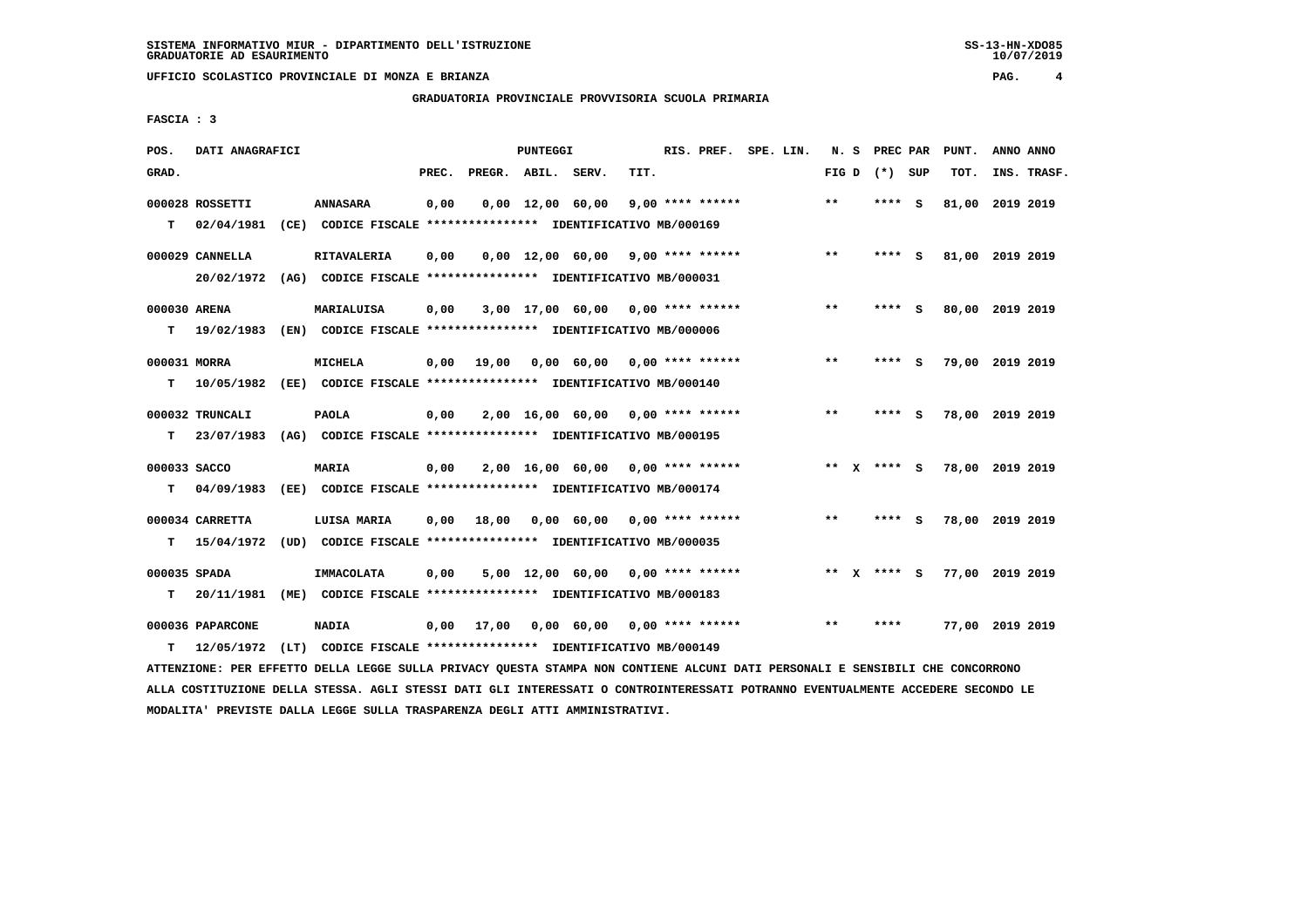SISTEMA INFORMATIVO MIUR - DIPARTIMENTO DELL'ISTRUZIONE
GRADUATORIE AD ESAURIMENTO

UFFICIO SCOLASTICO PROVINCIALE DI MONZA E BRIANZA

GRADUATORIA PROVINCIALE PROVVISORIA SCUOLA PRIMARIA

FASCIA : 3

| POS. GRAD. | DATI ANAGRAFICI | | PREC. | PREGR. | ABIL. | SERV. | TIT. | RIS. PREF. | SPE. LIN. | N. S FIG D | PREC PAR (*) SUP | PUNT. TOT. | ANNO ANNO INS. TRASF. |
|---|---|---|---|---|---|---|---|---|---|---|---|---|---|
| 000028 ROSSETTI | ANNASARA | | 0,00 | 0,00 | 12,00 | 60,00 | 9,00 | **** ****** | | ** | **** S | 81,00 | 2019 2019 |
| T 02/04/1981 (CE) | CODICE FISCALE **************** | IDENTIFICATIVO MB/000169 | | | | | | | | | | | |
| 000029 CANNELLA | RITAVALERIA | | 0,00 | 0,00 | 12,00 | 60,00 | 9,00 | **** ****** | | ** | **** S | 81,00 | 2019 2019 |
| 20/02/1972 (AG) | CODICE FISCALE **************** | IDENTIFICATIVO MB/000031 | | | | | | | | | | | |
| 000030 ARENA | MARIALUISA | | 0,00 | 3,00 | 17,00 | 60,00 | 0,00 | **** ****** | | ** | **** S | 80,00 | 2019 2019 |
| T 19/02/1983 (EN) | CODICE FISCALE **************** | IDENTIFICATIVO MB/000006 | | | | | | | | | | | |
| 000031 MORRA | MICHELA | | 0,00 | 19,00 | 0,00 | 60,00 | 0,00 | **** ****** | | ** | **** S | 79,00 | 2019 2019 |
| T 10/05/1982 (EE) | CODICE FISCALE **************** | IDENTIFICATIVO MB/000140 | | | | | | | | | | | |
| 000032 TRUNCALI | PAOLA | | 0,00 | 2,00 | 16,00 | 60,00 | 0,00 | **** ****** | | ** | **** S | 78,00 | 2019 2019 |
| T 23/07/1983 (AG) | CODICE FISCALE **************** | IDENTIFICATIVO MB/000195 | | | | | | | | | | | |
| 000033 SACCO | MARIA | | 0,00 | 2,00 | 16,00 | 60,00 | 0,00 | **** ****** | | ** X | **** S | 78,00 | 2019 2019 |
| T 04/09/1983 (EE) | CODICE FISCALE **************** | IDENTIFICATIVO MB/000174 | | | | | | | | | | | |
| 000034 CARRETTA | LUISA MARIA | | 0,00 | 18,00 | 0,00 | 60,00 | 0,00 | **** ****** | | ** | **** S | 78,00 | 2019 2019 |
| T 15/04/1972 (UD) | CODICE FISCALE **************** | IDENTIFICATIVO MB/000035 | | | | | | | | | | | |
| 000035 SPADA | IMMACOLATA | | 0,00 | 5,00 | 12,00 | 60,00 | 0,00 | **** ****** | | ** X | **** S | 77,00 | 2019 2019 |
| T 20/11/1981 (ME) | CODICE FISCALE **************** | IDENTIFICATIVO MB/000183 | | | | | | | | | | | |
| 000036 PAPARCONE | NADIA | | 0,00 | 17,00 | 0,00 | 60,00 | 0,00 | **** ****** | | ** | **** | 77,00 | 2019 2019 |
| T 12/05/1972 (LT) | CODICE FISCALE **************** | IDENTIFICATIVO MB/000149 | | | | | | | | | | | |

ATTENZIONE: PER EFFETTO DELLA LEGGE SULLA PRIVACY QUESTA STAMPA NON CONTIENE ALCUNI DATI PERSONALI E SENSIBILI CHE CONCORRONO ALLA COSTITUZIONE DELLA STESSA. AGLI STESSI DATI GLI INTERESSATI O CONTROINTERESSATI POTRANNO EVENTUALMENTE ACCEDERE SECONDO LE MODALITA' PREVISTE DALLA LEGGE SULLA TRASPARENZA DEGLI ATTI AMMINISTRATIVI.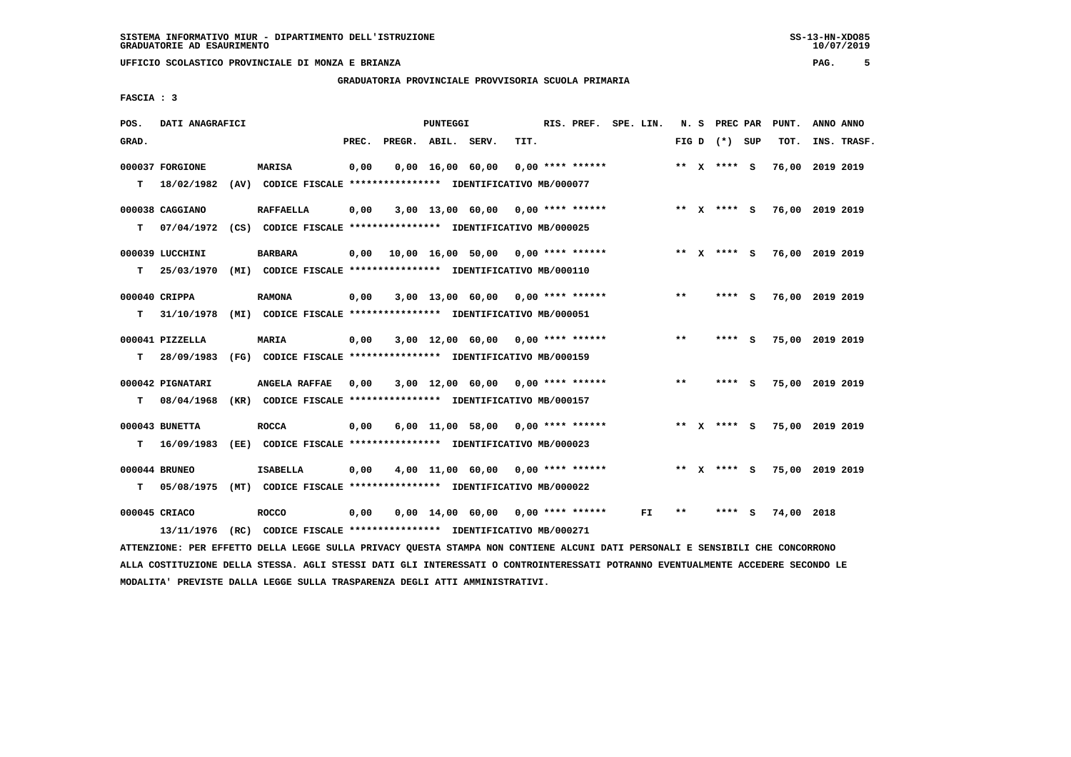SISTEMA INFORMATIVO MIUR - DIPARTIMENTO DELL'ISTRUZIONE
GRADUATORIE AD ESAURIMENTO

UFFICIO SCOLASTICO PROVINCIALE DI MONZA E BRIANZA

GRADUATORIA PROVINCIALE PROVVISORIA SCUOLA PRIMARIA

FASCIA : 3

| POS. GRAD. | DATI ANAGRAFICI | | PREC. | PREGR. | ABIL. | SERV. | TIT. | RIS. PREF. | SPE. LIN. | N. S FIG D | PREC PAR (*) SUP | PUNT. TOT. | ANNO INS. | ANNO TRASF. |
|---|---|---|---|---|---|---|---|---|---|---|---|---|---|---|
| 000037 | FORGIONE | MARISA | 0,00 | 0,00 | 16,00 | 60,00 | 0,00 | **** ****** | | ** X | **** S | 76,00 | 2019 | 2019 |
| T | 18/02/1982 (AV) | CODICE FISCALE **************** IDENTIFICATIVO MB/000077 | | | | | | | | | | | | |
| 000038 | CAGGIANO | RAFFAELLA | 0,00 | 3,00 | 13,00 | 60,00 | 0,00 | **** ****** | | ** X | **** S | 76,00 | 2019 | 2019 |
| T | 07/04/1972 (CS) | CODICE FISCALE **************** IDENTIFICATIVO MB/000025 | | | | | | | | | | | | |
| 000039 | LUCCHINI | BARBARA | 0,00 | 10,00 | 16,00 | 50,00 | 0,00 | **** ****** | | ** X | **** S | 76,00 | 2019 | 2019 |
| T | 25/03/1970 (MI) | CODICE FISCALE **************** IDENTIFICATIVO MB/000110 | | | | | | | | | | | | |
| 000040 | CRIPPA | RAMONA | 0,00 | 3,00 | 13,00 | 60,00 | 0,00 | **** ****** | | ** | **** S | 76,00 | 2019 | 2019 |
| T | 31/10/1978 (MI) | CODICE FISCALE **************** IDENTIFICATIVO MB/000051 | | | | | | | | | | | | |
| 000041 | PIZZELLA | MARIA | 0,00 | 3,00 | 12,00 | 60,00 | 0,00 | **** ****** | | ** | **** S | 75,00 | 2019 | 2019 |
| T | 28/09/1983 (FG) | CODICE FISCALE **************** IDENTIFICATIVO MB/000159 | | | | | | | | | | | | |
| 000042 | PIGNATARI | ANGELA RAFFAE | 0,00 | 3,00 | 12,00 | 60,00 | 0,00 | **** ****** | | ** | **** S | 75,00 | 2019 | 2019 |
| T | 08/04/1968 (KR) | CODICE FISCALE **************** IDENTIFICATIVO MB/000157 | | | | | | | | | | | | |
| 000043 | BUNETTA | ROCCA | 0,00 | 6,00 | 11,00 | 58,00 | 0,00 | **** ****** | | ** X | **** S | 75,00 | 2019 | 2019 |
| T | 16/09/1983 (EE) | CODICE FISCALE **************** IDENTIFICATIVO MB/000023 | | | | | | | | | | | | |
| 000044 | BRUNEO | ISABELLA | 0,00 | 4,00 | 11,00 | 60,00 | 0,00 | **** ****** | | ** X | **** S | 75,00 | 2019 | 2019 |
| T | 05/08/1975 (MT) | CODICE FISCALE **************** IDENTIFICATIVO MB/000022 | | | | | | | | | | | | |
| 000045 | CRIACO | ROCCO | 0,00 | 0,00 | 14,00 | 60,00 | 0,00 | **** ****** | FI | ** | **** S | 74,00 | 2018 | |
| | 13/11/1976 (RC) | CODICE FISCALE **************** IDENTIFICATIVO MB/000271 | | | | | | | | | | | | |

ATTENZIONE: PER EFFETTO DELLA LEGGE SULLA PRIVACY QUESTA STAMPA NON CONTIENE ALCUNI DATI PERSONALI E SENSIBILI CHE CONCORRONO ALLA COSTITUZIONE DELLA STESSA. AGLI STESSI DATI GLI INTERESSATI O CONTROINTERESSATI POTRANNO EVENTUALMENTE ACCEDERE SECONDO LE MODALITA' PREVISTE DALLA LEGGE SULLA TRASPARENZA DEGLI ATTI AMMINISTRATIVI.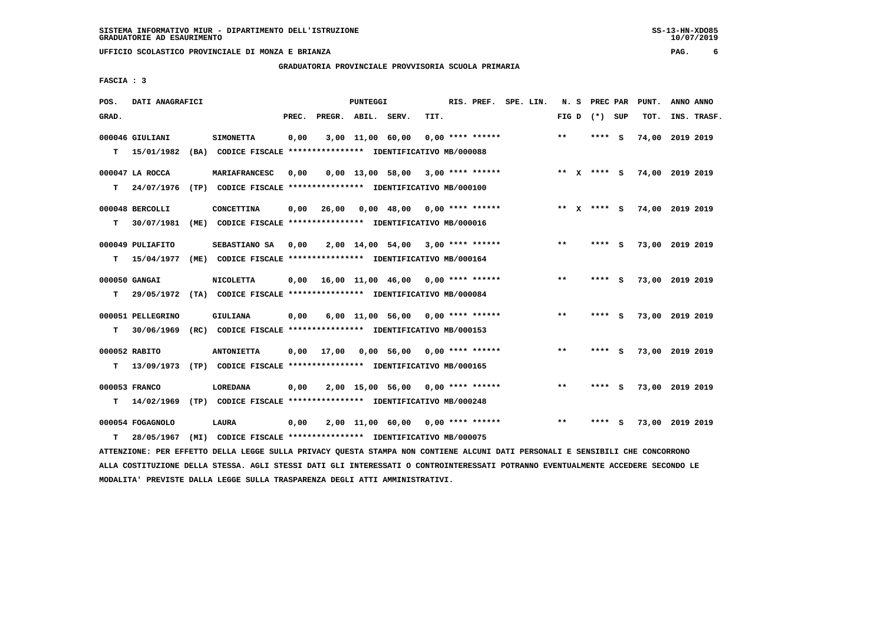SISTEMA INFORMATIVO MIUR - DIPARTIMENTO DELL'ISTRUZIONE
GRADUATORIE AD ESAURIMENTO

UFFICIO SCOLASTICO PROVINCIALE DI MONZA E BRIANZA

GRADUATORIA PROVINCIALE PROVVISORIA SCUOLA PRIMARIA

FASCIA : 3

| POS. GRAD. | DATI ANAGRAFICI | | PREC. | PREGR. | ABIL. | SERV. | TIT. | RIS. PREF. | SPE. LIN. | N. S FIG D | PREC PAR (*) | SUP | PUNT. TOT. | ANNO INS. | ANNO TRASF. |
|---|---|---|---|---|---|---|---|---|---|---|---|---|---|---|---|
| 000046 GIULIANI | | SIMONETTA | 0,00 | 3,00 | 11,00 | 60,00 | 0,00 | **** ****** | | ** | **** | S | 74,00 | 2019 | 2019 |
| T 15/01/1982 (BA) CODICE FISCALE **************** IDENTIFICATIVO MB/000088 | | | | | | | | | | | | | | | |
| 000047 LA ROCCA | | MARIAFRANCESC | 0,00 | 0,00 | 13,00 | 58,00 | 3,00 | **** ****** | | ** X | **** | S | 74,00 | 2019 | 2019 |
| T 24/07/1976 (TP) CODICE FISCALE **************** IDENTIFICATIVO MB/000100 | | | | | | | | | | | | | | | |
| 000048 BERCOLLI | | CONCETTINA | 0,00 | 26,00 | 0,00 | 48,00 | 0,00 | **** ****** | | ** X | **** | S | 74,00 | 2019 | 2019 |
| T 30/07/1981 (ME) CODICE FISCALE **************** IDENTIFICATIVO MB/000016 | | | | | | | | | | | | | | | |
| 000049 PULIAFITO | | SEBASTIANO SA | 0,00 | 2,00 | 14,00 | 54,00 | 3,00 | **** ****** | | ** | **** | S | 73,00 | 2019 | 2019 |
| T 15/04/1977 (ME) CODICE FISCALE **************** IDENTIFICATIVO MB/000164 | | | | | | | | | | | | | | | |
| 000050 GANGAI | | NICOLETTA | 0,00 | 16,00 | 11,00 | 46,00 | 0,00 | **** ****** | | ** | **** | S | 73,00 | 2019 | 2019 |
| T 29/05/1972 (TA) CODICE FISCALE **************** IDENTIFICATIVO MB/000084 | | | | | | | | | | | | | | | |
| 000051 PELLEGRINO | | GIULIANA | 0,00 | 6,00 | 11,00 | 56,00 | 0,00 | **** ****** | | ** | **** | S | 73,00 | 2019 | 2019 |
| T 30/06/1969 (RC) CODICE FISCALE **************** IDENTIFICATIVO MB/000153 | | | | | | | | | | | | | | | |
| 000052 RABITO | | ANTONIETTA | 0,00 | 17,00 | 0,00 | 56,00 | 0,00 | **** ****** | | ** | **** | S | 73,00 | 2019 | 2019 |
| T 13/09/1973 (TP) CODICE FISCALE **************** IDENTIFICATIVO MB/000165 | | | | | | | | | | | | | | | |
| 000053 FRANCO | | LOREDANA | 0,00 | 2,00 | 15,00 | 56,00 | 0,00 | **** ****** | | ** | **** | S | 73,00 | 2019 | 2019 |
| T 14/02/1969 (TP) CODICE FISCALE **************** IDENTIFICATIVO MB/000248 | | | | | | | | | | | | | | | |
| 000054 FOGAGNOLO | | LAURA | 0,00 | 2,00 | 11,00 | 60,00 | 0,00 | **** ****** | | ** | **** | S | 73,00 | 2019 | 2019 |
| T 28/05/1967 (MI) CODICE FISCALE **************** IDENTIFICATIVO MB/000075 | | | | | | | | | | | | | | | |

ATTENZIONE: PER EFFETTO DELLA LEGGE SULLA PRIVACY QUESTA STAMPA NON CONTIENE ALCUNI DATI PERSONALI E SENSIBILI CHE CONCORRONO ALLA COSTITUZIONE DELLA STESSA. AGLI STESSI DATI GLI INTERESSATI O CONTROINTERESSATI POTRANNO EVENTUALMENTE ACCEDERE SECONDO LE MODALITA' PREVISTE DALLA LEGGE SULLA TRASPARENZA DEGLI ATTI AMMINISTRATIVI.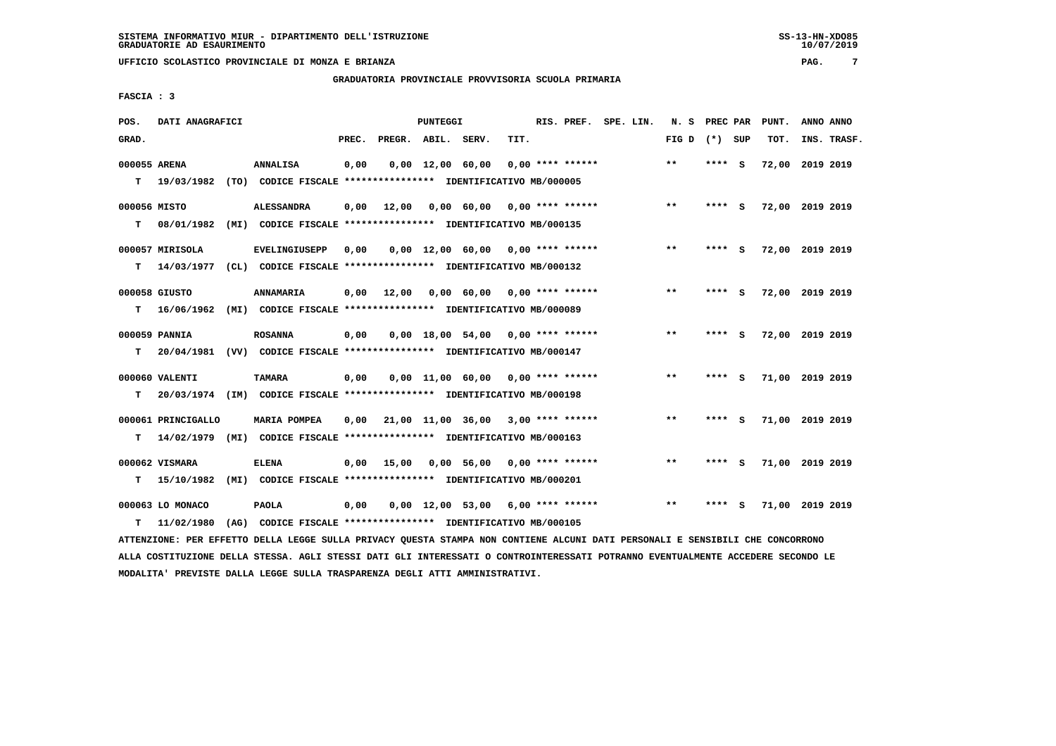SISTEMA INFORMATIVO MIUR - DIPARTIMENTO DELL'ISTRUZIONE
GRADUATORIE AD ESAURIMENTO

UFFICIO SCOLASTICO PROVINCIALE DI MONZA E BRIANZA

GRADUATORIA PROVINCIALE PROVVISORIA SCUOLA PRIMARIA

FASCIA : 3

| POS. GRAD. | DATI ANAGRAFICI | | PREC. | PREGR. | ABIL. | SERV. | TIT. | RIS. PREF. | SPE. LIN. | N. S FIG D | PREC PAR (*) SUP | PUNT. TOT. | ANNO ANNO INS. TRASF. |
|---|---|---|---|---|---|---|---|---|---|---|---|---|---|
| 000055 | ARENA | ANNALISA | 0,00 | 0,00 | 12,00 | 60,00 | 0,00 | **** ****** | | ** | **** S | 72,00 | 2019 2019 |
| T | 19/03/1982 (TO) CODICE FISCALE **************** IDENTIFICATIVO MB/000005 | | | | | | | | | | | | |
| 000056 | MISTO | ALESSANDRA | 0,00 | 12,00 | 0,00 | 60,00 | 0,00 | **** ****** | | ** | **** S | 72,00 | 2019 2019 |
| T | 08/01/1982 (MI) CODICE FISCALE **************** IDENTIFICATIVO MB/000135 | | | | | | | | | | | | |
| 000057 | MIRISOLA | EVELINGIUSEPP | 0,00 | 0,00 | 12,00 | 60,00 | 0,00 | **** ****** | | ** | **** S | 72,00 | 2019 2019 |
| T | 14/03/1977 (CL) CODICE FISCALE **************** IDENTIFICATIVO MB/000132 | | | | | | | | | | | | |
| 000058 | GIUSTO | ANNAMARIA | 0,00 | 12,00 | 0,00 | 60,00 | 0,00 | **** ****** | | ** | **** S | 72,00 | 2019 2019 |
| T | 16/06/1962 (MI) CODICE FISCALE **************** IDENTIFICATIVO MB/000089 | | | | | | | | | | | | |
| 000059 | PANNIA | ROSANNA | 0,00 | 0,00 | 18,00 | 54,00 | 0,00 | **** ****** | | ** | **** S | 72,00 | 2019 2019 |
| T | 20/04/1981 (VV) CODICE FISCALE **************** IDENTIFICATIVO MB/000147 | | | | | | | | | | | | |
| 000060 | VALENTI | TAMARA | 0,00 | 0,00 | 11,00 | 60,00 | 0,00 | **** ****** | | ** | **** S | 71,00 | 2019 2019 |
| T | 20/03/1974 (IM) CODICE FISCALE **************** IDENTIFICATIVO MB/000198 | | | | | | | | | | | | |
| 000061 | PRINCIGALLO | MARIA POMPEA | 0,00 | 21,00 | 11,00 | 36,00 | 3,00 | **** ****** | | ** | **** S | 71,00 | 2019 2019 |
| T | 14/02/1979 (MI) CODICE FISCALE **************** IDENTIFICATIVO MB/000163 | | | | | | | | | | | | |
| 000062 | VISMARA | ELENA | 0,00 | 15,00 | 0,00 | 56,00 | 0,00 | **** ****** | | ** | **** S | 71,00 | 2019 2019 |
| T | 15/10/1982 (MI) CODICE FISCALE **************** IDENTIFICATIVO MB/000201 | | | | | | | | | | | | |
| 000063 | LO MONACO | PAOLA | 0,00 | 0,00 | 12,00 | 53,00 | 6,00 | **** ****** | | ** | **** S | 71,00 | 2019 2019 |
| T | 11/02/1980 (AG) CODICE FISCALE **************** IDENTIFICATIVO MB/000105 | | | | | | | | | | | | |

ATTENZIONE: PER EFFETTO DELLA LEGGE SULLA PRIVACY QUESTA STAMPA NON CONTIENE ALCUNI DATI PERSONALI E SENSIBILI CHE CONCORRONO ALLA COSTITUZIONE DELLA STESSA. AGLI STESSI DATI GLI INTERESSATI O CONTROINTERESSATI POTRANNO EVENTUALMENTE ACCEDERE SECONDO LE MODALITA' PREVISTE DALLA LEGGE SULLA TRASPARENZA DEGLI ATTI AMMINISTRATIVI.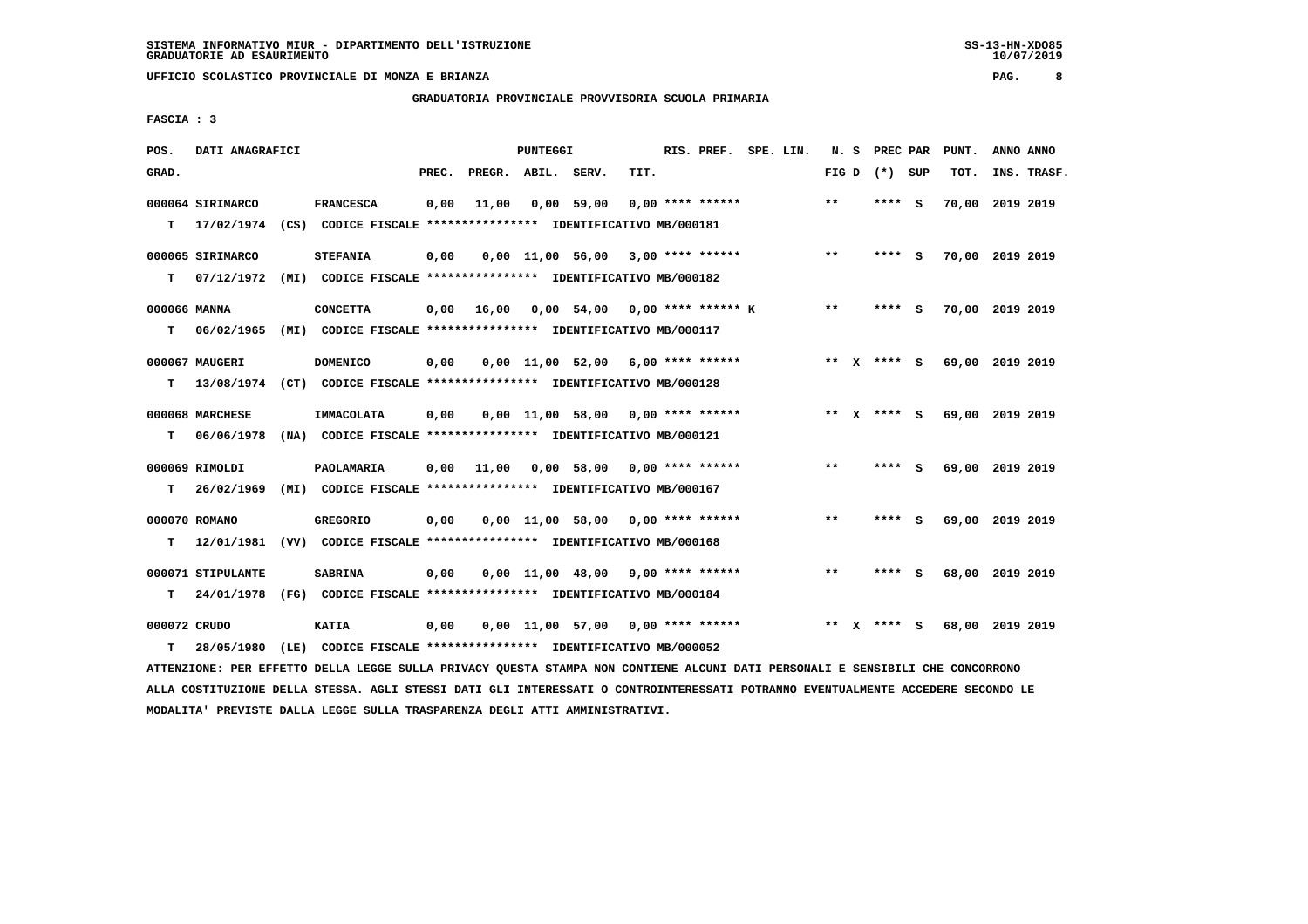SISTEMA INFORMATIVO MIUR - DIPARTIMENTO DELL'ISTRUZIONE
GRADUATORIE AD ESAURIMENTO

UFFICIO SCOLASTICO PROVINCIALE DI MONZA E BRIANZA

GRADUATORIA PROVINCIALE PROVVISORIA SCUOLA PRIMARIA

FASCIA : 3

| POS. GRAD. | DATI ANAGRAFICI | | PREC. | PREGR. | ABIL. | SERV. | TIT. | RIS. PREF. | SPE. LIN. | N. S FIG D | PREC PAR (*) SUP | PUNT. TOT. | ANNO ANNO INS. TRASF. |
|---|---|---|---|---|---|---|---|---|---|---|---|---|---|
| 000064 | SIRIMARCO | FRANCESCA | 0,00 | 11,00 | 0,00 | 59,00 | 0,00 | **** ****** | | ** | **** S | 70,00 | 2019 2019 |
| T | 17/02/1974 (CS) CODICE FISCALE **************** IDENTIFICATIVO MB/000181 | | | | | | | | | | | | |
| 000065 | SIRIMARCO | STEFANIA | 0,00 | 0,00 | 11,00 | 56,00 | 3,00 | **** ****** | | ** | **** S | 70,00 | 2019 2019 |
| T | 07/12/1972 (MI) CODICE FISCALE **************** IDENTIFICATIVO MB/000182 | | | | | | | | | | | | |
| 000066 | MANNA | CONCETTA | 0,00 | 16,00 | 0,00 | 54,00 | 0,00 | **** ****** K | | ** | **** S | 70,00 | 2019 2019 |
| T | 06/02/1965 (MI) CODICE FISCALE **************** IDENTIFICATIVO MB/000117 | | | | | | | | | | | | |
| 000067 | MAUGERI | DOMENICO | 0,00 | 0,00 | 11,00 | 52,00 | 6,00 | **** ****** | | ** X | **** S | 69,00 | 2019 2019 |
| T | 13/08/1974 (CT) CODICE FISCALE **************** IDENTIFICATIVO MB/000128 | | | | | | | | | | | | |
| 000068 | MARCHESE | IMMACOLATA | 0,00 | 0,00 | 11,00 | 58,00 | 0,00 | **** ****** | | ** X | **** S | 69,00 | 2019 2019 |
| T | 06/06/1978 (NA) CODICE FISCALE **************** IDENTIFICATIVO MB/000121 | | | | | | | | | | | | |
| 000069 | RIMOLDI | PAOLAMARIA | 0,00 | 11,00 | 0,00 | 58,00 | 0,00 | **** ****** | | ** | **** S | 69,00 | 2019 2019 |
| T | 26/02/1969 (MI) CODICE FISCALE **************** IDENTIFICATIVO MB/000167 | | | | | | | | | | | | |
| 000070 | ROMANO | GREGORIO | 0,00 | 0,00 | 11,00 | 58,00 | 0,00 | **** ****** | | ** | **** S | 69,00 | 2019 2019 |
| T | 12/01/1981 (VV) CODICE FISCALE **************** IDENTIFICATIVO MB/000168 | | | | | | | | | | | | |
| 000071 | STIPULANTE | SABRINA | 0,00 | 0,00 | 11,00 | 48,00 | 9,00 | **** ****** | | ** | **** S | 68,00 | 2019 2019 |
| T | 24/01/1978 (FG) CODICE FISCALE **************** IDENTIFICATIVO MB/000184 | | | | | | | | | | | | |
| 000072 | CRUDO | KATIA | 0,00 | 0,00 | 11,00 | 57,00 | 0,00 | **** ****** | | ** X | **** S | 68,00 | 2019 2019 |
| T | 28/05/1980 (LE) CODICE FISCALE **************** IDENTIFICATIVO MB/000052 | | | | | | | | | | | | |

ATTENZIONE: PER EFFETTO DELLA LEGGE SULLA PRIVACY QUESTA STAMPA NON CONTIENE ALCUNI DATI PERSONALI E SENSIBILI CHE CONCORRONO ALLA COSTITUZIONE DELLA STESSA. AGLI STESSI DATI GLI INTERESSATI O CONTROINTERESSATI POTRANNO EVENTUALMENTE ACCEDERE SECONDO LE MODALITA' PREVISTE DALLA LEGGE SULLA TRASPARENZA DEGLI ATTI AMMINISTRATIVI.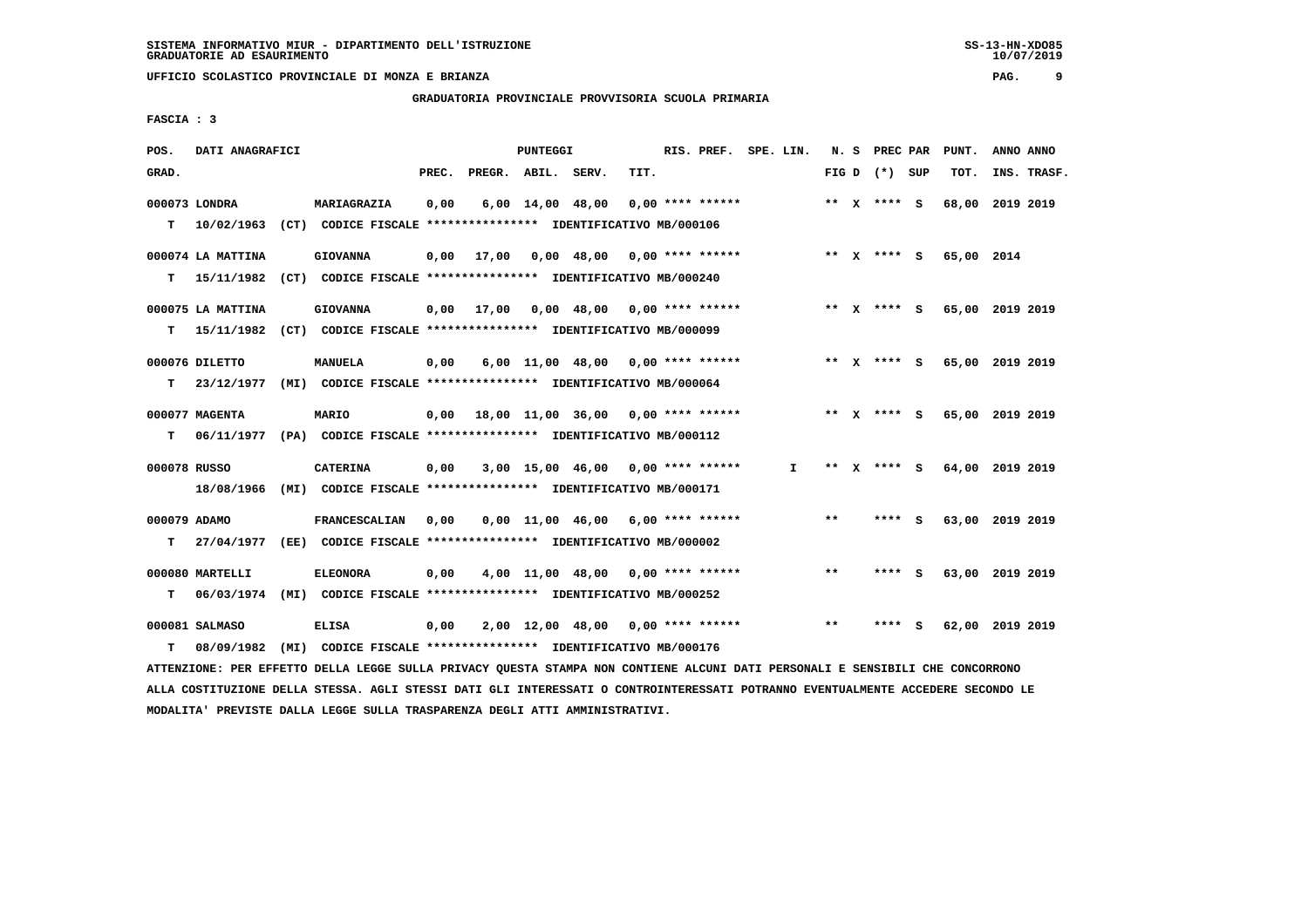SISTEMA INFORMATIVO MIUR - DIPARTIMENTO DELL'ISTRUZIONE
GRADUATORIE AD ESAURIMENTO

UFFICIO SCOLASTICO PROVINCIALE DI MONZA E BRIANZA

GRADUATORIA PROVINCIALE PROVVISORIA SCUOLA PRIMARIA

FASCIA : 3

| POS. GRAD. | DATI ANAGRAFICI | | PREC. | PREGR. | ABIL. | SERV. | TIT. | RIS. PREF. | SPE. LIN. | N. S FIG D | PREC PAR (*) SUP | PUNT. TOT. | ANNO ANNO INS. TRASF. |
|---|---|---|---|---|---|---|---|---|---|---|---|---|---|
| 000073 LONDRA | MARIAGRAZIA | | 0,00 | 6,00 | 14,00 | 48,00 | 0,00 | **** ****** | | ** X | **** S | 68,00 | 2019 2019 |
| T 10/02/1963 (CT) | CODICE FISCALE **************** | IDENTIFICATIVO MB/000106 | | | | | | | | | | | |
| 000074 LA MATTINA | GIOVANNA | | 0,00 | 17,00 | 0,00 | 48,00 | 0,00 | **** ****** | | ** X | **** S | 65,00 | 2014 |
| T 15/11/1982 (CT) | CODICE FISCALE **************** | IDENTIFICATIVO MB/000240 | | | | | | | | | | | |
| 000075 LA MATTINA | GIOVANNA | | 0,00 | 17,00 | 0,00 | 48,00 | 0,00 | **** ****** | | ** X | **** S | 65,00 | 2019 2019 |
| T 15/11/1982 (CT) | CODICE FISCALE **************** | IDENTIFICATIVO MB/000099 | | | | | | | | | | | |
| 000076 DILETTO | MANUELA | | 0,00 | 6,00 | 11,00 | 48,00 | 0,00 | **** ****** | | ** X | **** S | 65,00 | 2019 2019 |
| T 23/12/1977 (MI) | CODICE FISCALE **************** | IDENTIFICATIVO MB/000064 | | | | | | | | | | | |
| 000077 MAGENTA | MARIO | | 0,00 | 18,00 | 11,00 | 36,00 | 0,00 | **** ****** | | ** X | **** S | 65,00 | 2019 2019 |
| T 06/11/1977 (PA) | CODICE FISCALE **************** | IDENTIFICATIVO MB/000112 | | | | | | | | | | | |
| 000078 RUSSO | CATERINA | | 0,00 | 3,00 | 15,00 | 46,00 | 0,00 | **** ****** | I | ** X | **** S | 64,00 | 2019 2019 |
| 18/08/1966 (MI) | CODICE FISCALE **************** | IDENTIFICATIVO MB/000171 | | | | | | | | | | | |
| 000079 ADAMO | FRANCESCALIAN | | 0,00 | 0,00 | 11,00 | 46,00 | 6,00 | **** ****** | | ** | **** S | 63,00 | 2019 2019 |
| T 27/04/1977 (EE) | CODICE FISCALE **************** | IDENTIFICATIVO MB/000002 | | | | | | | | | | | |
| 000080 MARTELLI | ELEONORA | | 0,00 | 4,00 | 11,00 | 48,00 | 0,00 | **** ****** | | ** | **** S | 63,00 | 2019 2019 |
| T 06/03/1974 (MI) | CODICE FISCALE **************** | IDENTIFICATIVO MB/000252 | | | | | | | | | | | |
| 000081 SALMASO | ELISA | | 0,00 | 2,00 | 12,00 | 48,00 | 0,00 | **** ****** | | ** | **** S | 62,00 | 2019 2019 |
| T 08/09/1982 (MI) | CODICE FISCALE **************** | IDENTIFICATIVO MB/000176 | | | | | | | | | | | |

ATTENZIONE: PER EFFETTO DELLA LEGGE SULLA PRIVACY QUESTA STAMPA NON CONTIENE ALCUNI DATI PERSONALI E SENSIBILI CHE CONCORRONO ALLA COSTITUZIONE DELLA STESSA. AGLI STESSI DATI GLI INTERESSATI O CONTROINTERESSATI POTRANNO EVENTUALMENTE ACCEDERE SECONDO LE MODALITA' PREVISTE DALLA LEGGE SULLA TRASPARENZA DEGLI ATTI AMMINISTRATIVI.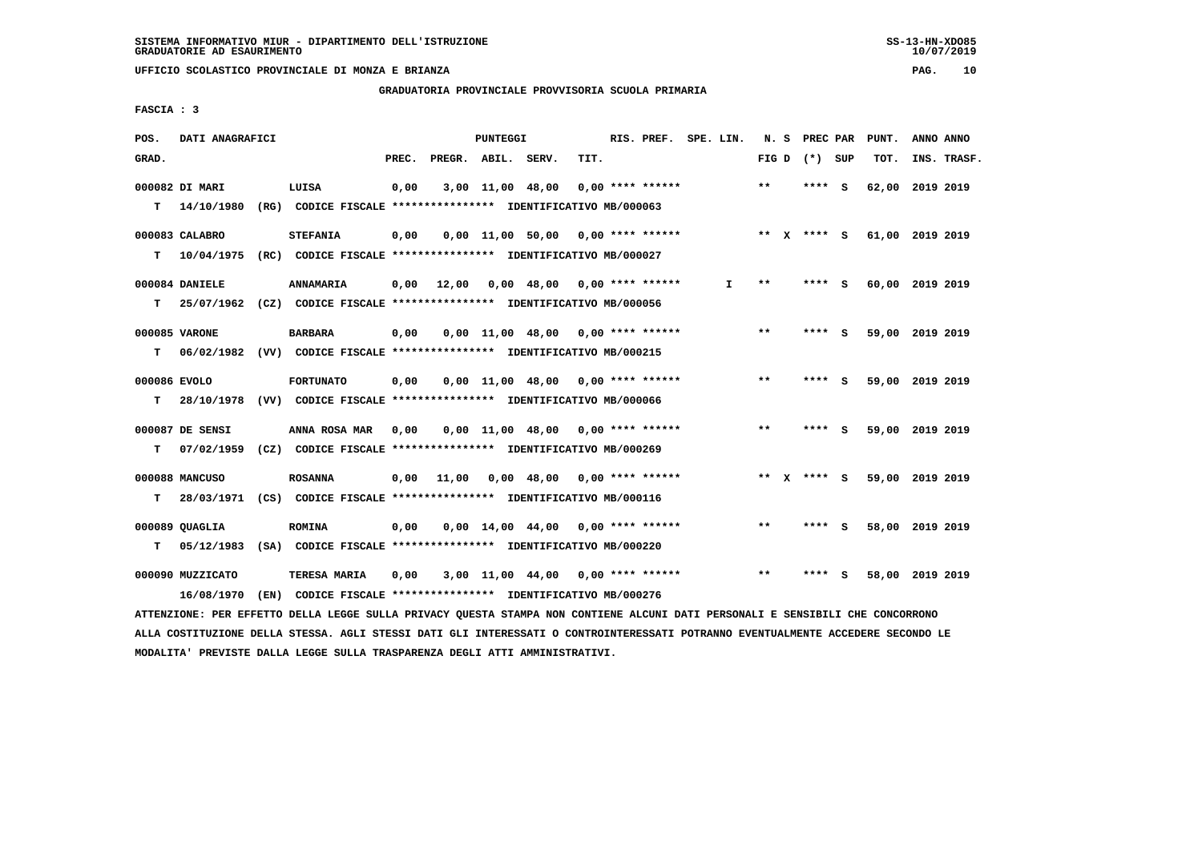SISTEMA INFORMATIVO MIUR - DIPARTIMENTO DELL'ISTRUZIONE
GRADUATORIE AD ESAURIMENTO

UFFICIO SCOLASTICO PROVINCIALE DI MONZA E BRIANZA

GRADUATORIA PROVINCIALE PROVVISORIA SCUOLA PRIMARIA

FASCIA : 3

| POS. GRAD. | DATI ANAGRAFICI | | PREC. | PREGR. | ABIL. | SERV. | TIT. | RIS. PREF. | SPE. LIN. | N. S FIG D | PREC PAR (*) SUP | PUNT. TOT. | ANNO ANNO INS. TRASF. |
|---|---|---|---|---|---|---|---|---|---|---|---|---|---|
| 000082 DI MARI | LUISA | | 0,00 | 3,00 | 11,00 | 48,00 | 0,00 | **** ****** | | ** | **** S | 62,00 | 2019 2019 |
| T 14/10/1980 (RG) | CODICE FISCALE **************** | IDENTIFICATIVO MB/000063 | | | | | | | | | | | |
| 000083 CALABRO | STEFANIA | | 0,00 | 0,00 | 11,00 | 50,00 | 0,00 | **** ****** | | ** X | **** S | 61,00 | 2019 2019 |
| T 10/04/1975 (RC) | CODICE FISCALE **************** | IDENTIFICATIVO MB/000027 | | | | | | | | | | | |
| 000084 DANIELE | ANNAMARIA | | 0,00 | 12,00 | 0,00 | 48,00 | 0,00 | **** ****** | I | ** | **** S | 60,00 | 2019 2019 |
| T 25/07/1962 (CZ) | CODICE FISCALE **************** | IDENTIFICATIVO MB/000056 | | | | | | | | | | | |
| 000085 VARONE | BARBARA | | 0,00 | 0,00 | 11,00 | 48,00 | 0,00 | **** ****** | | ** | **** S | 59,00 | 2019 2019 |
| T 06/02/1982 (VV) | CODICE FISCALE **************** | IDENTIFICATIVO MB/000215 | | | | | | | | | | | |
| 000086 EVOLO | FORTUNATO | | 0,00 | 0,00 | 11,00 | 48,00 | 0,00 | **** ****** | | ** | **** S | 59,00 | 2019 2019 |
| T 28/10/1978 (VV) | CODICE FISCALE **************** | IDENTIFICATIVO MB/000066 | | | | | | | | | | | |
| 000087 DE SENSI | ANNA ROSA MAR | | 0,00 | 0,00 | 11,00 | 48,00 | 0,00 | **** ****** | | ** | **** S | 59,00 | 2019 2019 |
| T 07/02/1959 (CZ) | CODICE FISCALE **************** | IDENTIFICATIVO MB/000269 | | | | | | | | | | | |
| 000088 MANCUSO | ROSANNA | | 0,00 | 11,00 | 0,00 | 48,00 | 0,00 | **** ****** | | ** X | **** S | 59,00 | 2019 2019 |
| T 28/03/1971 (CS) | CODICE FISCALE **************** | IDENTIFICATIVO MB/000116 | | | | | | | | | | | |
| 000089 QUAGLIA | ROMINA | | 0,00 | 0,00 | 14,00 | 44,00 | 0,00 | **** ****** | | ** | **** S | 58,00 | 2019 2019 |
| T 05/12/1983 (SA) | CODICE FISCALE **************** | IDENTIFICATIVO MB/000220 | | | | | | | | | | | |
| 000090 MUZZICATO | TERESA MARIA | | 0,00 | 3,00 | 11,00 | 44,00 | 0,00 | **** ****** | | ** | **** S | 58,00 | 2019 2019 |
| 16/08/1970 (EN) | CODICE FISCALE **************** | IDENTIFICATIVO MB/000276 | | | | | | | | | | | |

ATTENZIONE: PER EFFETTO DELLA LEGGE SULLA PRIVACY QUESTA STAMPA NON CONTIENE ALCUNI DATI PERSONALI E SENSIBILI CHE CONCORRONO ALLA COSTITUZIONE DELLA STESSA. AGLI STESSI DATI GLI INTERESSATI O CONTROINTERESSATI POTRANNO EVENTUALMENTE ACCEDERE SECONDO LE MODALITA' PREVISTE DALLA LEGGE SULLA TRASPARENZA DEGLI ATTI AMMINISTRATIVI.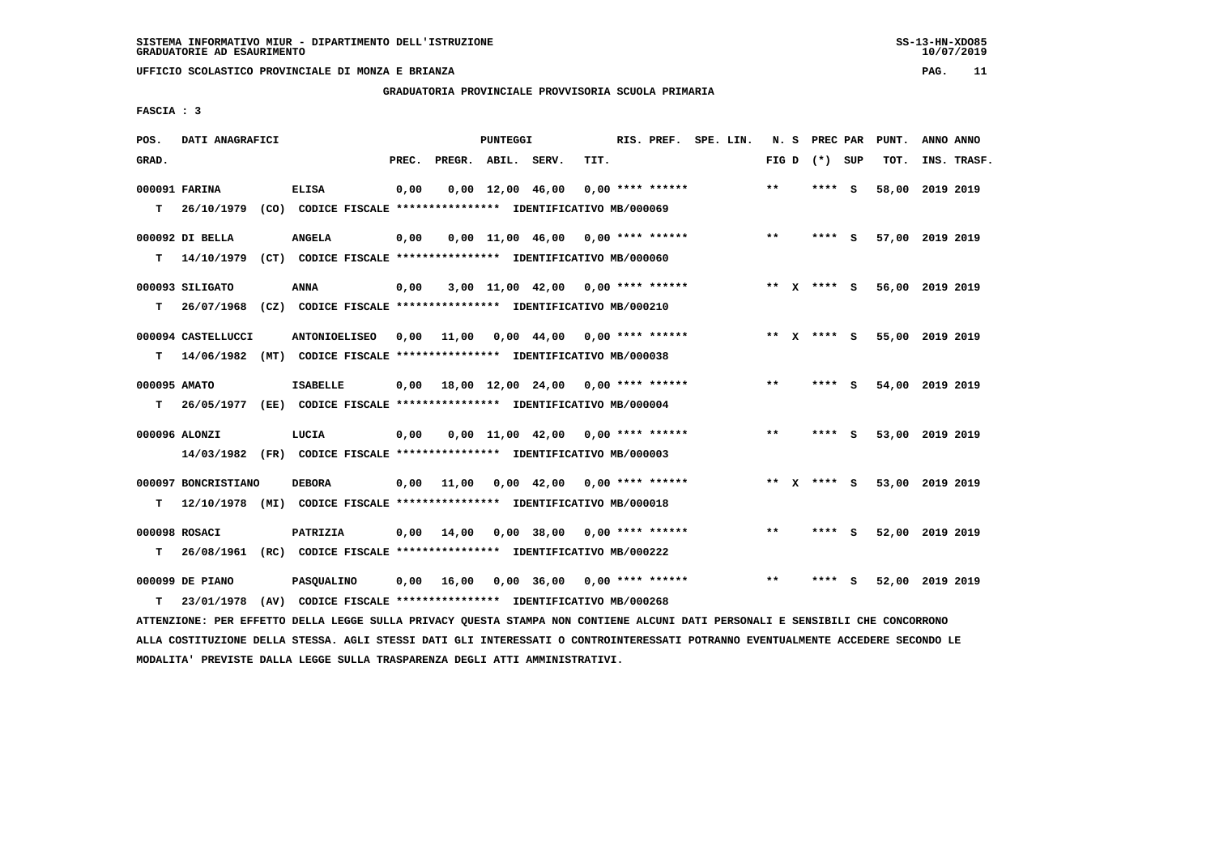SISTEMA INFORMATIVO MIUR - DIPARTIMENTO DELL'ISTRUZIONE
GRADUATORIE AD ESAURIMENTO

UFFICIO SCOLASTICO PROVINCIALE DI MONZA E BRIANZA

GRADUATORIA PROVINCIALE PROVVISORIA SCUOLA PRIMARIA

FASCIA : 3

| POS. GRAD. | DATI ANAGRAFICI | | PREC. | PREGR. | ABIL. | SERV. | TIT. | RIS. PREF. | SPE. LIN. | N. S FIG D | PREC PAR (*) SUP | PUNT. TOT. | ANNO ANNO INS. TRASF. |
|---|---|---|---|---|---|---|---|---|---|---|---|---|---|
| 000091 | FARINA | ELISA | 0,00 | 0,00 | 12,00 | 46,00 | 0,00 | **** ****** | | ** | **** S | 58,00 | 2019 2019 |
| T | 26/10/1979 (CO) CODICE FISCALE **************** IDENTIFICATIVO MB/000069 | | | | | | | | | | | | |
| 000092 | DI BELLA | ANGELA | 0,00 | 0,00 | 11,00 | 46,00 | 0,00 | **** ****** | | ** | **** S | 57,00 | 2019 2019 |
| T | 14/10/1979 (CT) CODICE FISCALE **************** IDENTIFICATIVO MB/000060 | | | | | | | | | | | | |
| 000093 | SILIGATO | ANNA | 0,00 | 3,00 | 11,00 | 42,00 | 0,00 | **** ****** | | ** X | **** S | 56,00 | 2019 2019 |
| T | 26/07/1968 (CZ) CODICE FISCALE **************** IDENTIFICATIVO MB/000210 | | | | | | | | | | | | |
| 000094 | CASTELLUCCI | ANTONIOELISEO | 0,00 | 11,00 | 0,00 | 44,00 | 0,00 | **** ****** | | ** X | **** S | 55,00 | 2019 2019 |
| T | 14/06/1982 (MT) CODICE FISCALE **************** IDENTIFICATIVO MB/000038 | | | | | | | | | | | | |
| 000095 | AMATO | ISABELLE | 0,00 | 18,00 | 12,00 | 24,00 | 0,00 | **** ****** | | ** | **** S | 54,00 | 2019 2019 |
| T | 26/05/1977 (EE) CODICE FISCALE **************** IDENTIFICATIVO MB/000004 | | | | | | | | | | | | |
| 000096 | ALONZI | LUCIA | 0,00 | 0,00 | 11,00 | 42,00 | 0,00 | **** ****** | | ** | **** S | 53,00 | 2019 2019 |
| | 14/03/1982 (FR) CODICE FISCALE **************** IDENTIFICATIVO MB/000003 | | | | | | | | | | | | |
| 000097 | BONCRISTIANO | DEBORA | 0,00 | 11,00 | 0,00 | 42,00 | 0,00 | **** ****** | | ** X | **** S | 53,00 | 2019 2019 |
| T | 12/10/1978 (MI) CODICE FISCALE **************** IDENTIFICATIVO MB/000018 | | | | | | | | | | | | |
| 000098 | ROSACI | PATRIZIA | 0,00 | 14,00 | 0,00 | 38,00 | 0,00 | **** ****** | | ** | **** S | 52,00 | 2019 2019 |
| T | 26/08/1961 (RC) CODICE FISCALE **************** IDENTIFICATIVO MB/000222 | | | | | | | | | | | | |
| 000099 | DE PIANO | PASQUALINO | 0,00 | 16,00 | 0,00 | 36,00 | 0,00 | **** ****** | | ** | **** S | 52,00 | 2019 2019 |
| T | 23/01/1978 (AV) CODICE FISCALE **************** IDENTIFICATIVO MB/000268 | | | | | | | | | | | | |

ATTENZIONE: PER EFFETTO DELLA LEGGE SULLA PRIVACY QUESTA STAMPA NON CONTIENE ALCUNI DATI PERSONALI E SENSIBILI CHE CONCORRONO ALLA COSTITUZIONE DELLA STESSA. AGLI STESSI DATI GLI INTERESSATI O CONTROINTERESSATI POTRANNO EVENTUALMENTE ACCEDERE SECONDO LE MODALITA' PREVISTE DALLA LEGGE SULLA TRASPARENZA DEGLI ATTI AMMINISTRATIVI.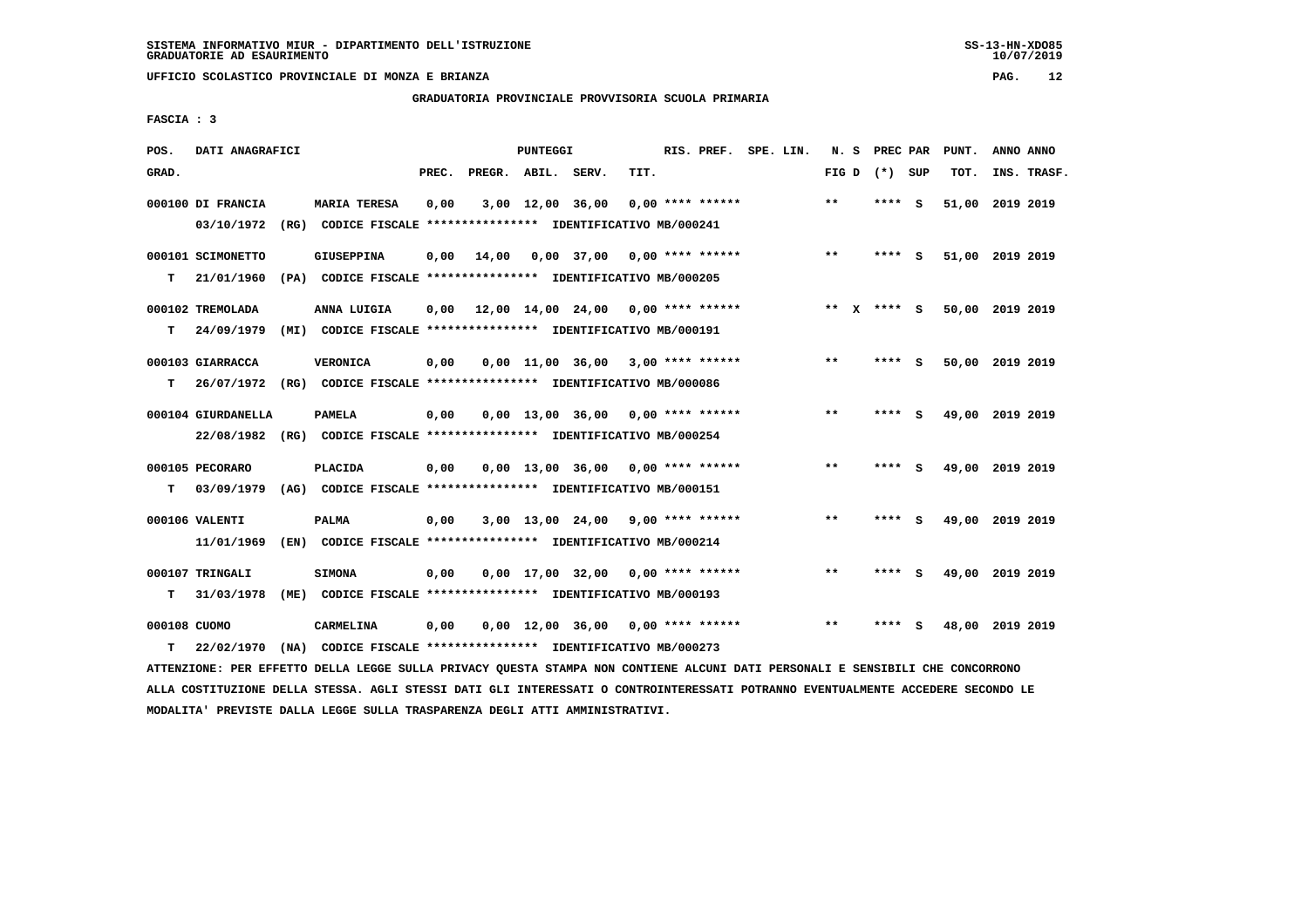SISTEMA INFORMATIVO MIUR - DIPARTIMENTO DELL'ISTRUZIONE
GRADUATORIE AD ESAURIMENTO

UFFICIO SCOLASTICO PROVINCIALE DI MONZA E BRIANZA

GRADUATORIA PROVINCIALE PROVVISORIA SCUOLA PRIMARIA

FASCIA : 3

| POS. GRAD. | DATI ANAGRAFICI | | PREC. | PREGR. | ABIL. | SERV. | TIT. | RIS. PREF. | SPE. LIN. | N. S FIG D | PREC PAR (*) SUP | PUNT. TOT. | ANNO ANNO INS. TRASF. |
|---|---|---|---|---|---|---|---|---|---|---|---|---|---|
| 000100 | DI FRANCIA | MARIA TERESA | 0,00 | 3,00 | 12,00 | 36,00 | 0,00 | **** ****** | | ** | **** S | 51,00 | 2019 2019 |
| | 03/10/1972 (RG) CODICE FISCALE **************** IDENTIFICATIVO MB/000241 | | | | | | | | | | | | |
| 000101 | SCIMONETTO | GIUSEPPINA | 0,00 | 14,00 | 0,00 | 37,00 | 0,00 | **** ****** | | ** | **** S | 51,00 | 2019 2019 |
| T | 21/01/1960 (PA) CODICE FISCALE **************** IDENTIFICATIVO MB/000205 | | | | | | | | | | | | |
| 000102 | TREMOLADA | ANNA LUIGIA | 0,00 | 12,00 | 14,00 | 24,00 | 0,00 | **** ****** | | ** X | **** S | 50,00 | 2019 2019 |
| T | 24/09/1979 (MI) CODICE FISCALE **************** IDENTIFICATIVO MB/000191 | | | | | | | | | | | | |
| 000103 | GIARRACCA | VERONICA | 0,00 | 0,00 | 11,00 | 36,00 | 3,00 | **** ****** | | ** | **** S | 50,00 | 2019 2019 |
| T | 26/07/1972 (RG) CODICE FISCALE **************** IDENTIFICATIVO MB/000086 | | | | | | | | | | | | |
| 000104 | GIURDANELLA | PAMELA | 0,00 | 0,00 | 13,00 | 36,00 | 0,00 | **** ****** | | ** | **** S | 49,00 | 2019 2019 |
| | 22/08/1982 (RG) CODICE FISCALE **************** IDENTIFICATIVO MB/000254 | | | | | | | | | | | | |
| 000105 | PECORARO | PLACIDA | 0,00 | 0,00 | 13,00 | 36,00 | 0,00 | **** ****** | | ** | **** S | 49,00 | 2019 2019 |
| T | 03/09/1979 (AG) CODICE FISCALE **************** IDENTIFICATIVO MB/000151 | | | | | | | | | | | | |
| 000106 | VALENTI | PALMA | 0,00 | 3,00 | 13,00 | 24,00 | 9,00 | **** ****** | | ** | **** S | 49,00 | 2019 2019 |
| | 11/01/1969 (EN) CODICE FISCALE **************** IDENTIFICATIVO MB/000214 | | | | | | | | | | | | |
| 000107 | TRINGALI | SIMONA | 0,00 | 0,00 | 17,00 | 32,00 | 0,00 | **** ****** | | ** | **** S | 49,00 | 2019 2019 |
| T | 31/03/1978 (ME) CODICE FISCALE **************** IDENTIFICATIVO MB/000193 | | | | | | | | | | | | |
| 000108 | CUOMO | CARMELINA | 0,00 | 0,00 | 12,00 | 36,00 | 0,00 | **** ****** | | ** | **** S | 48,00 | 2019 2019 |
| T | 22/02/1970 (NA) CODICE FISCALE **************** IDENTIFICATIVO MB/000273 | | | | | | | | | | | | |

ATTENZIONE: PER EFFETTO DELLA LEGGE SULLA PRIVACY QUESTA STAMPA NON CONTIENE ALCUNI DATI PERSONALI E SENSIBILI CHE CONCORRONO ALLA COSTITUZIONE DELLA STESSA. AGLI STESSI DATI GLI INTERESSATI O CONTROINTERESSATI POTRANNO EVENTUALMENTE ACCEDERE SECONDO LE MODALITA' PREVISTE DALLA LEGGE SULLA TRASPARENZA DEGLI ATTI AMMINISTRATIVI.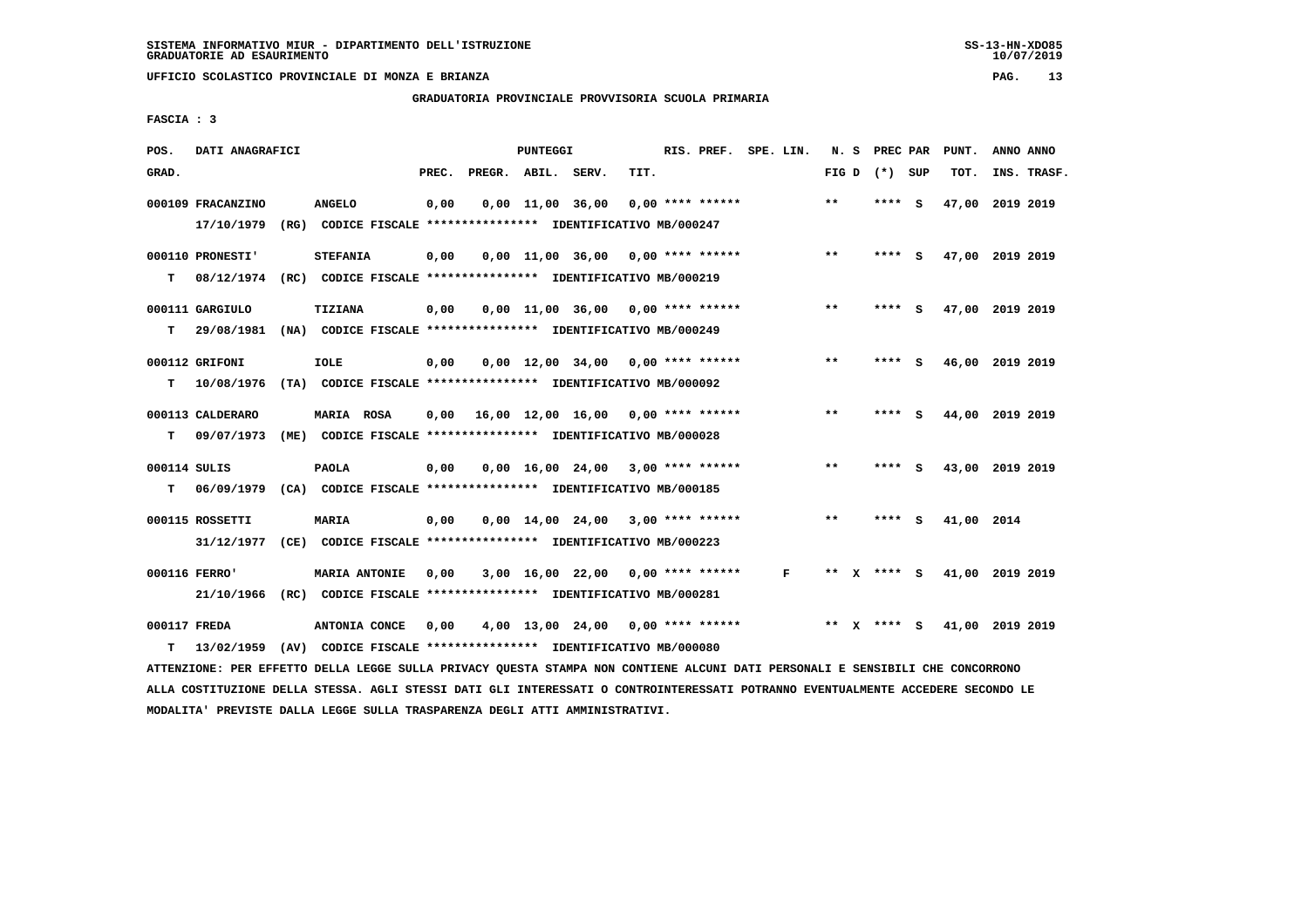SISTEMA INFORMATIVO MIUR - DIPARTIMENTO DELL'ISTRUZIONE
GRADUATORIE AD ESAURIMENTO

UFFICIO SCOLASTICO PROVINCIALE DI MONZA E BRIANZA

GRADUATORIA PROVINCIALE PROVVISORIA SCUOLA PRIMARIA

FASCIA : 3

| POS. GRAD. | DATI ANAGRAFICI | | PREC. | PREGR. | ABIL. | SERV. | TIT. | RIS. PREF. | SPE. LIN. | N. S FIG D | PREC PAR (*) | SUP | PUNT. TOT. | ANNO INS. | ANNO TRASF. |
|---|---|---|---|---|---|---|---|---|---|---|---|---|---|---|---|
| 000109 | FRACANZINO | ANGELO | 0,00 | 0,00 | 11,00 | 36,00 | 0,00 | **** ****** | | ** | **** | S | 47,00 | 2019 | 2019 |
| | 17/10/1979 (RG) CODICE FISCALE **************** IDENTIFICATIVO MB/000247 | | | | | | | | | | | | | | |
| 000110 | PRONESTI' | STEFANIA | 0,00 | 0,00 | 11,00 | 36,00 | 0,00 | **** ****** | | ** | **** | S | 47,00 | 2019 | 2019 |
| T | 08/12/1974 (RC) CODICE FISCALE **************** IDENTIFICATIVO MB/000219 | | | | | | | | | | | | | | |
| 000111 | GARGIULO | TIZIANA | 0,00 | 0,00 | 11,00 | 36,00 | 0,00 | **** ****** | | ** | **** | S | 47,00 | 2019 | 2019 |
| T | 29/08/1981 (NA) CODICE FISCALE **************** IDENTIFICATIVO MB/000249 | | | | | | | | | | | | | | |
| 000112 | GRIFONI | IOLE | 0,00 | 0,00 | 12,00 | 34,00 | 0,00 | **** ****** | | ** | **** | S | 46,00 | 2019 | 2019 |
| T | 10/08/1976 (TA) CODICE FISCALE **************** IDENTIFICATIVO MB/000092 | | | | | | | | | | | | | | |
| 000113 | CALDERARO | MARIA ROSA | 0,00 | 16,00 | 12,00 | 16,00 | 0,00 | **** ****** | | ** | **** | S | 44,00 | 2019 | 2019 |
| T | 09/07/1973 (ME) CODICE FISCALE **************** IDENTIFICATIVO MB/000028 | | | | | | | | | | | | | | |
| 000114 | SULIS | PAOLA | 0,00 | 0,00 | 16,00 | 24,00 | 3,00 | **** ****** | | ** | **** | S | 43,00 | 2019 | 2019 |
| T | 06/09/1979 (CA) CODICE FISCALE **************** IDENTIFICATIVO MB/000185 | | | | | | | | | | | | | | |
| 000115 | ROSSETTI | MARIA | 0,00 | 0,00 | 14,00 | 24,00 | 3,00 | **** ****** | | ** | **** | S | 41,00 | 2014 | |
| | 31/12/1977 (CE) CODICE FISCALE **************** IDENTIFICATIVO MB/000223 | | | | | | | | | | | | | | |
| 000116 | FERRO' | MARIA ANTONIE | 0,00 | 3,00 | 16,00 | 22,00 | 0,00 | **** ****** | F | ** X | **** | S | 41,00 | 2019 | 2019 |
| | 21/10/1966 (RC) CODICE FISCALE **************** IDENTIFICATIVO MB/000281 | | | | | | | | | | | | | | |
| 000117 | FREDA | ANTONIA CONCE | 0,00 | 4,00 | 13,00 | 24,00 | 0,00 | **** ****** | | ** X | **** | S | 41,00 | 2019 | 2019 |
| T | 13/02/1959 (AV) CODICE FISCALE **************** IDENTIFICATIVO MB/000080 | | | | | | | | | | | | | | |

ATTENZIONE: PER EFFETTO DELLA LEGGE SULLA PRIVACY QUESTA STAMPA NON CONTIENE ALCUNI DATI PERSONALI E SENSIBILI CHE CONCORRONO ALLA COSTITUZIONE DELLA STESSA. AGLI STESSI DATI GLI INTERESSATI O CONTROINTERESSATI POTRANNO EVENTUALMENTE ACCEDERE SECONDO LE MODALITA' PREVISTE DALLA LEGGE SULLA TRASPARENZA DEGLI ATTI AMMINISTRATIVI.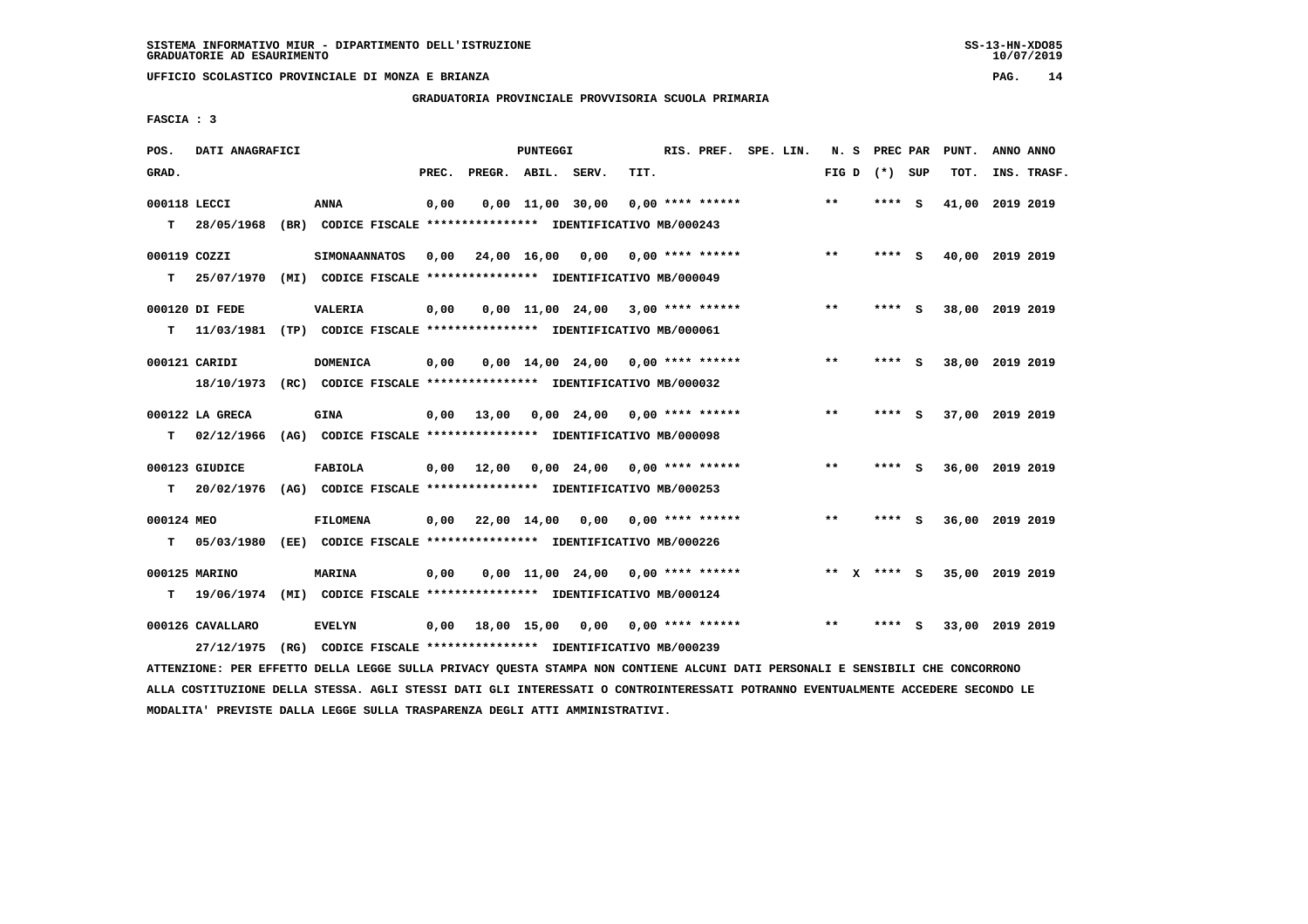SISTEMA INFORMATIVO MIUR - DIPARTIMENTO DELL'ISTRUZIONE
GRADUATORIE AD ESAURIMENTO

UFFICIO SCOLASTICO PROVINCIALE DI MONZA E BRIANZA

GRADUATORIA PROVINCIALE PROVVISORIA SCUOLA PRIMARIA

FASCIA : 3

| POS. GRAD. | DATI ANAGRAFICI | | PREC. | PREGR. | ABIL. | SERV. | TIT. | RIS. PREF. | SPE. LIN. | N. S FIG D | PREC PAR (*) | SUP | PUNT. TOT. | ANNO INS. | ANNO TRASF. |
|---|---|---|---|---|---|---|---|---|---|---|---|---|---|---|---|
| 000118 | LECCI | ANNA | 0,00 | 0,00 | 11,00 | 30,00 | 0,00 | **** ****** | | ** | **** | S | 41,00 | 2019 | 2019 |
| T | 28/05/1968 (BR) | CODICE FISCALE **************** IDENTIFICATIVO MB/000243 | | | | | | | | | | | | | |
| 000119 | COZZI | SIMONAANNATOS | 0,00 | 24,00 | 16,00 | 0,00 | 0,00 | **** ****** | | ** | **** | S | 40,00 | 2019 | 2019 |
| T | 25/07/1970 (MI) | CODICE FISCALE **************** IDENTIFICATIVO MB/000049 | | | | | | | | | | | | | |
| 000120 | DI FEDE | VALERIA | 0,00 | 0,00 | 11,00 | 24,00 | 3,00 | **** ****** | | ** | **** | S | 38,00 | 2019 | 2019 |
| T | 11/03/1981 (TP) | CODICE FISCALE **************** IDENTIFICATIVO MB/000061 | | | | | | | | | | | | | |
| 000121 | CARIDI | DOMENICA | 0,00 | 0,00 | 14,00 | 24,00 | 0,00 | **** ****** | | ** | **** | S | 38,00 | 2019 | 2019 |
| | 18/10/1973 (RC) | CODICE FISCALE **************** IDENTIFICATIVO MB/000032 | | | | | | | | | | | | | |
| 000122 | LA GRECA | GINA | 0,00 | 13,00 | 0,00 | 24,00 | 0,00 | **** ****** | | ** | **** | S | 37,00 | 2019 | 2019 |
| T | 02/12/1966 (AG) | CODICE FISCALE **************** IDENTIFICATIVO MB/000098 | | | | | | | | | | | | | |
| 000123 | GIUDICE | FABIOLA | 0,00 | 12,00 | 0,00 | 24,00 | 0,00 | **** ****** | | ** | **** | S | 36,00 | 2019 | 2019 |
| T | 20/02/1976 (AG) | CODICE FISCALE **************** IDENTIFICATIVO MB/000253 | | | | | | | | | | | | | |
| 000124 | MEO | FILOMENA | 0,00 | 22,00 | 14,00 | 0,00 | 0,00 | **** ****** | | ** | **** | S | 36,00 | 2019 | 2019 |
| T | 05/03/1980 (EE) | CODICE FISCALE **************** IDENTIFICATIVO MB/000226 | | | | | | | | | | | | | |
| 000125 | MARINO | MARINA | 0,00 | 0,00 | 11,00 | 24,00 | 0,00 | **** ****** | | ** X | **** | S | 35,00 | 2019 | 2019 |
| T | 19/06/1974 (MI) | CODICE FISCALE **************** IDENTIFICATIVO MB/000124 | | | | | | | | | | | | | |
| 000126 | CAVALLARO | EVELYN | 0,00 | 18,00 | 15,00 | 0,00 | 0,00 | **** ****** | | ** | **** | S | 33,00 | 2019 | 2019 |
| | 27/12/1975 (RG) | CODICE FISCALE **************** IDENTIFICATIVO MB/000239 | | | | | | | | | | | | | |

ATTENZIONE: PER EFFETTO DELLA LEGGE SULLA PRIVACY QUESTA STAMPA NON CONTIENE ALCUNI DATI PERSONALI E SENSIBILI CHE CONCORRONO ALLA COSTITUZIONE DELLA STESSA. AGLI STESSI DATI GLI INTERESSATI O CONTROINTERESSATI POTRANNO EVENTUALMENTE ACCEDERE SECONDO LE MODALITA' PREVISTE DALLA LEGGE SULLA TRASPARENZA DEGLI ATTI AMMINISTRATIVI.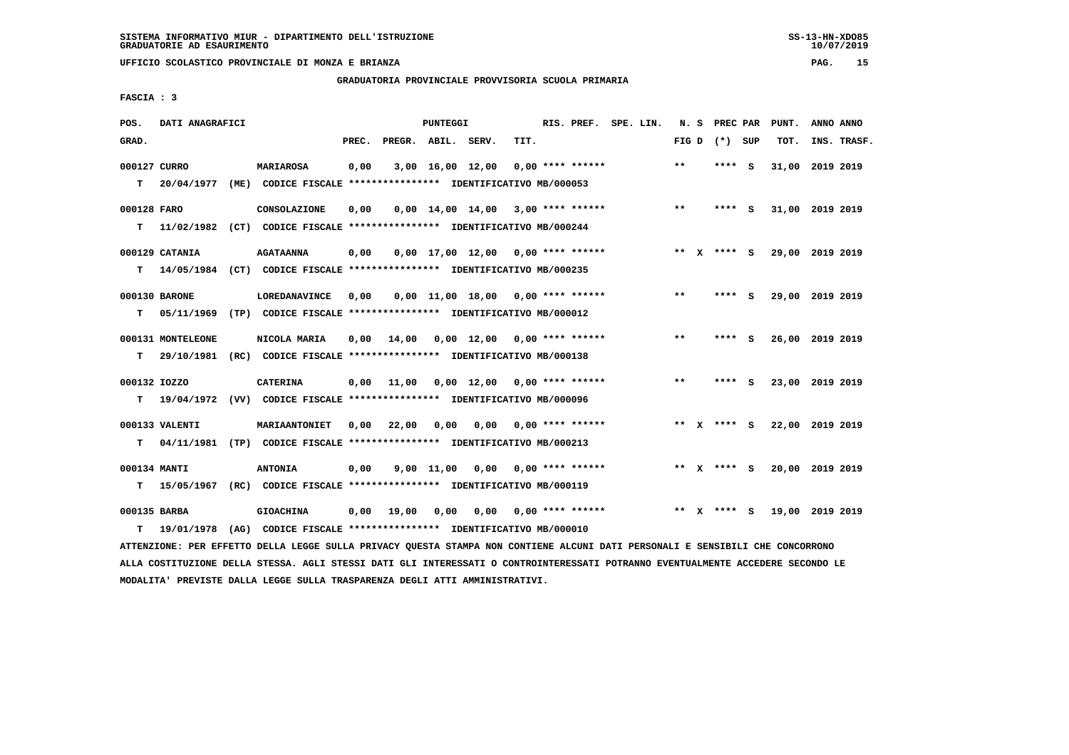SISTEMA INFORMATIVO MIUR - DIPARTIMENTO DELL'ISTRUZIONE
GRADUATORIE AD ESAURIMENTO

UFFICIO SCOLASTICO PROVINCIALE DI MONZA E BRIANZA

GRADUATORIA PROVINCIALE PROVVISORIA SCUOLA PRIMARIA

FASCIA : 3

| POS. GRAD. | DATI ANAGRAFICI | | PUNTEGGI PREC. | PREGR. | ABIL. | SERV. | TIT. | RIS. PREF. | SPE. LIN. | N. S FIG D | PREC PAR (*) SUP | PUNT. TOT. | ANNO ANNO INS. TRASF. |
|---|---|---|---|---|---|---|---|---|---|---|---|---|---|
| 000127 CURRO | | MARIAROSA | 0,00 | 3,00 | 16,00 | 12,00 | 0,00 | **** ****** | | ** | **** S | 31,00 | 2019 2019 |
| T | 20/04/1977 (ME) CODICE FISCALE **************** IDENTIFICATIVO MB/000053 | | | | | | | | | | | | |
| 000128 FARO | | CONSOLAZIONE | 0,00 | 0,00 | 14,00 | 14,00 | 3,00 | **** ****** | | ** | **** S | 31,00 | 2019 2019 |
| T | 11/02/1982 (CT) CODICE FISCALE **************** IDENTIFICATIVO MB/000244 | | | | | | | | | | | | |
| 000129 CATANIA | | AGATAANNA | 0,00 | 0,00 | 17,00 | 12,00 | 0,00 | **** ****** | | ** X | **** S | 29,00 | 2019 2019 |
| T | 14/05/1984 (CT) CODICE FISCALE **************** IDENTIFICATIVO MB/000235 | | | | | | | | | | | | |
| 000130 BARONE | | LOREDANAVINCE | 0,00 | 0,00 | 11,00 | 18,00 | 0,00 | **** ****** | | ** | **** S | 29,00 | 2019 2019 |
| T | 05/11/1969 (TP) CODICE FISCALE **************** IDENTIFICATIVO MB/000012 | | | | | | | | | | | | |
| 000131 MONTELEONE | | NICOLA MARIA | 0,00 | 14,00 | 0,00 | 12,00 | 0,00 | **** ****** | | ** | **** S | 26,00 | 2019 2019 |
| T | 29/10/1981 (RC) CODICE FISCALE **************** IDENTIFICATIVO MB/000138 | | | | | | | | | | | | |
| 000132 IOZZO | | CATERINA | 0,00 | 11,00 | 0,00 | 12,00 | 0,00 | **** ****** | | ** | **** S | 23,00 | 2019 2019 |
| T | 19/04/1972 (VV) CODICE FISCALE **************** IDENTIFICATIVO MB/000096 | | | | | | | | | | | | |
| 000133 VALENTI | | MARIAANTONIET | 0,00 | 22,00 | 0,00 | 0,00 | 0,00 | **** ****** | | ** X | **** S | 22,00 | 2019 2019 |
| T | 04/11/1981 (TP) CODICE FISCALE **************** IDENTIFICATIVO MB/000213 | | | | | | | | | | | | |
| 000134 MANTI | | ANTONIA | 0,00 | 9,00 | 11,00 | 0,00 | 0,00 | **** ****** | | ** X | **** S | 20,00 | 2019 2019 |
| T | 15/05/1967 (RC) CODICE FISCALE **************** IDENTIFICATIVO MB/000119 | | | | | | | | | | | | |
| 000135 BARBA | | GIOACHINA | 0,00 | 19,00 | 0,00 | 0,00 | 0,00 | **** ****** | | ** X | **** S | 19,00 | 2019 2019 |
| T | 19/01/1978 (AG) CODICE FISCALE **************** IDENTIFICATIVO MB/000010 | | | | | | | | | | | | |

ATTENZIONE: PER EFFETTO DELLA LEGGE SULLA PRIVACY QUESTA STAMPA NON CONTIENE ALCUNI DATI PERSONALI E SENSIBILI CHE CONCORRONO ALLA COSTITUZIONE DELLA STESSA. AGLI STESSI DATI GLI INTERESSATI O CONTROINTERESSATI POTRANNO EVENTUALMENTE ACCEDERE SECONDO LE MODALITA' PREVISTE DALLA LEGGE SULLA TRASPARENZA DEGLI ATTI AMMINISTRATIVI.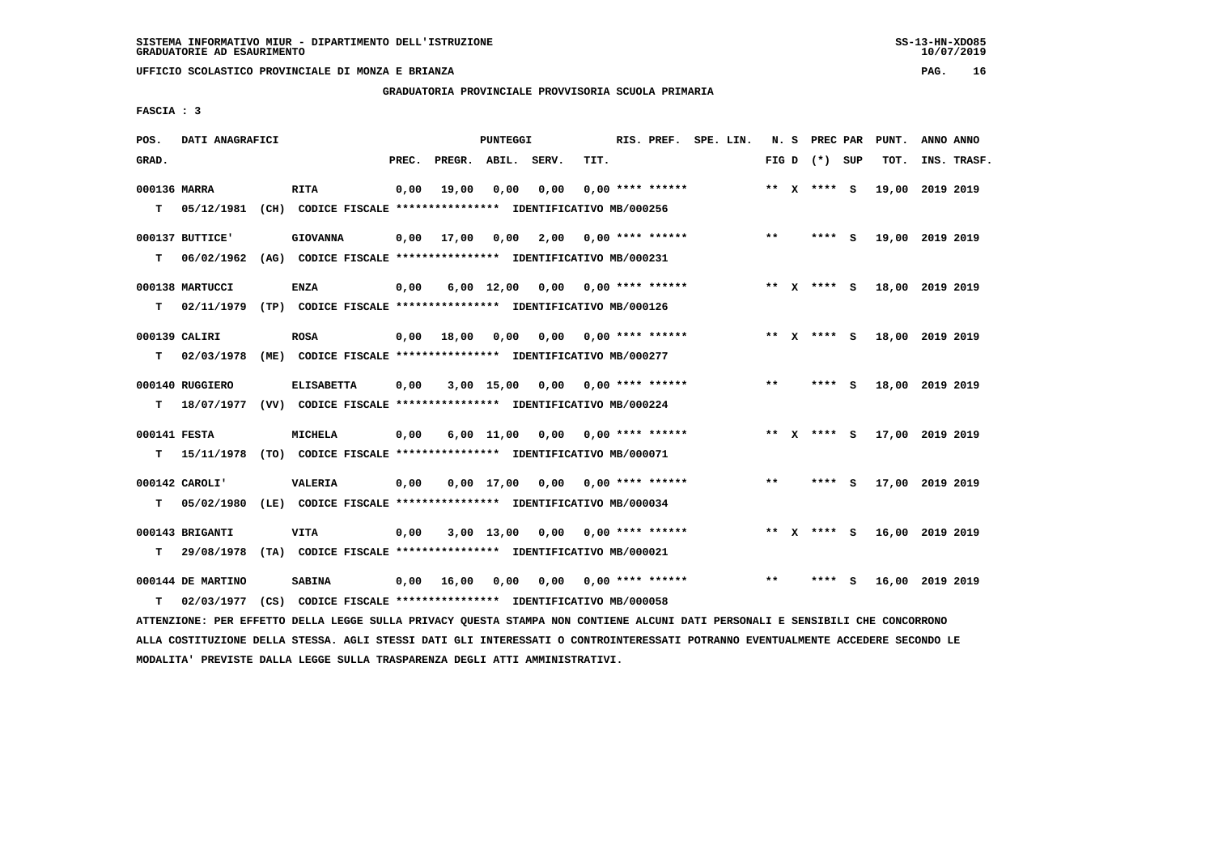SISTEMA INFORMATIVO MIUR - DIPARTIMENTO DELL'ISTRUZIONE
GRADUATORIE AD ESAURIMENTO

UFFICIO SCOLASTICO PROVINCIALE DI MONZA E BRIANZA

GRADUATORIA PROVINCIALE PROVVISORIA SCUOLA PRIMARIA

FASCIA : 3

| POS. GRAD. | DATI ANAGRAFICI | | PREC. | PREGR. | ABIL. | SERV. | TIT. | RIS. PREF. | SPE. LIN. | FIG D | (*) | PREC PAR SUP | PUNT. TOT. | ANNO INS. | ANNO TRASF. |
|---|---|---|---|---|---|---|---|---|---|---|---|---|---|---|---|
| 000136 MARRA | RITA | | 0,00 | 19,00 | 0,00 | 0,00 | 0,00 | **** ****** | | ** | X | **** S | 19,00 | 2019 | 2019 |
| T 05/12/1981 (CH) | CODICE FISCALE **************** | IDENTIFICATIVO MB/000256 | | | | | | | | | | | | | |
| 000137 BUTTICE' | GIOVANNA | | 0,00 | 17,00 | 0,00 | 2,00 | 0,00 | **** ****** | | ** | | **** S | 19,00 | 2019 | 2019 |
| T 06/02/1962 (AG) | CODICE FISCALE **************** | IDENTIFICATIVO MB/000231 | | | | | | | | | | | | | |
| 000138 MARTUCCI | ENZA | | 0,00 | 6,00 | 12,00 | 0,00 | 0,00 | **** ****** | | ** | X | **** S | 18,00 | 2019 | 2019 |
| T 02/11/1979 (TP) | CODICE FISCALE **************** | IDENTIFICATIVO MB/000126 | | | | | | | | | | | | | |
| 000139 CALIRI | ROSA | | 0,00 | 18,00 | 0,00 | 0,00 | 0,00 | **** ****** | | ** | X | **** S | 18,00 | 2019 | 2019 |
| T 02/03/1978 (ME) | CODICE FISCALE **************** | IDENTIFICATIVO MB/000277 | | | | | | | | | | | | | |
| 000140 RUGGIERO | ELISABETTA | | 0,00 | 3,00 | 15,00 | 0,00 | 0,00 | **** ****** | | ** | | **** S | 18,00 | 2019 | 2019 |
| T 18/07/1977 (VV) | CODICE FISCALE **************** | IDENTIFICATIVO MB/000224 | | | | | | | | | | | | | |
| 000141 FESTA | MICHELA | | 0,00 | 6,00 | 11,00 | 0,00 | 0,00 | **** ****** | | ** | X | **** S | 17,00 | 2019 | 2019 |
| T 15/11/1978 (TO) | CODICE FISCALE **************** | IDENTIFICATIVO MB/000071 | | | | | | | | | | | | | |
| 000142 CAROLI' | VALERIA | | 0,00 | 0,00 | 17,00 | 0,00 | 0,00 | **** ****** | | ** | | **** S | 17,00 | 2019 | 2019 |
| T 05/02/1980 (LE) | CODICE FISCALE **************** | IDENTIFICATIVO MB/000034 | | | | | | | | | | | | | |
| 000143 BRIGANTI | VITA | | 0,00 | 3,00 | 13,00 | 0,00 | 0,00 | **** ****** | | ** | X | **** S | 16,00 | 2019 | 2019 |
| T 29/08/1978 (TA) | CODICE FISCALE **************** | IDENTIFICATIVO MB/000021 | | | | | | | | | | | | | |
| 000144 DE MARTINO | SABINA | | 0,00 | 16,00 | 0,00 | 0,00 | 0,00 | **** ****** | | ** | | **** S | 16,00 | 2019 | 2019 |
| T 02/03/1977 (CS) | CODICE FISCALE **************** | IDENTIFICATIVO MB/000058 | | | | | | | | | | | | | |

ATTENZIONE: PER EFFETTO DELLA LEGGE SULLA PRIVACY QUESTA STAMPA NON CONTIENE ALCUNI DATI PERSONALI E SENSIBILI CHE CONCORRONO ALLA COSTITUZIONE DELLA STESSA. AGLI STESSI DATI GLI INTERESSATI O CONTROINTERESSATI POTRANNO EVENTUALMENTE ACCEDERE SECONDO LE MODALITA' PREVISTE DALLA LEGGE SULLA TRASPARENZA DEGLI ATTI AMMINISTRATIVI.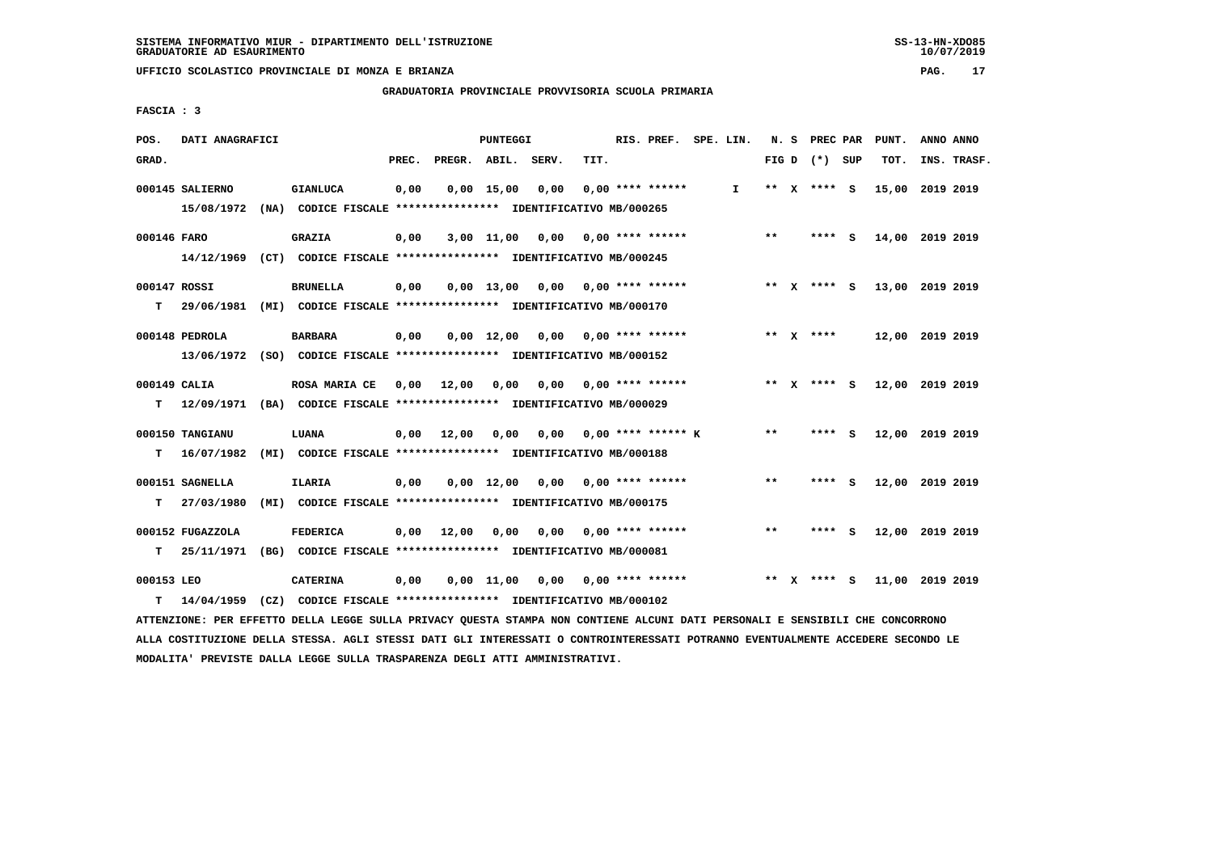SISTEMA INFORMATIVO MIUR - DIPARTIMENTO DELL'ISTRUZIONE
GRADUATORIE AD ESAURIMENTO

UFFICIO SCOLASTICO PROVINCIALE DI MONZA E BRIANZA

GRADUATORIA PROVINCIALE PROVVISORIA SCUOLA PRIMARIA

FASCIA : 3

| POS. GRAD. | DATI ANAGRAFICI | | PREC. | PREGR. | ABIL. | SERV. | TIT. | RIS. PREF. | SPE. LIN. | N. S FIG D | PREC PAR (*) SUP | PUNT. TOT. | ANNO ANNO INS. TRASF. |
|---|---|---|---|---|---|---|---|---|---|---|---|---|---|
| 000145 | SALIERNO | GIANLUCA | 0,00 | 0,00 | 15,00 | 0,00 | 0,00 | **** ****** | I | ** X | **** S | 15,00 | 2019 2019 |
| | 15/08/1972 (NA) CODICE FISCALE **************** IDENTIFICATIVO MB/000265 | | | | | | | | | | | | |
| 000146 | FARO | GRAZIA | 0,00 | 3,00 | 11,00 | 0,00 | 0,00 | **** ****** | | ** | **** S | 14,00 | 2019 2019 |
| | 14/12/1969 (CT) CODICE FISCALE **************** IDENTIFICATIVO MB/000245 | | | | | | | | | | | | |
| 000147 | ROSSI | BRUNELLA | 0,00 | 0,00 | 13,00 | 0,00 | 0,00 | **** ****** | | ** X | **** S | 13,00 | 2019 2019 |
| T | 29/06/1981 (MI) CODICE FISCALE **************** IDENTIFICATIVO MB/000170 | | | | | | | | | | | | |
| 000148 | PEDROLA | BARBARA | 0,00 | 0,00 | 12,00 | 0,00 | 0,00 | **** ****** | | ** X | **** | 12,00 | 2019 2019 |
| | 13/06/1972 (SO) CODICE FISCALE **************** IDENTIFICATIVO MB/000152 | | | | | | | | | | | | |
| 000149 | CALIA | ROSA MARIA CE | 0,00 | 12,00 | 0,00 | 0,00 | 0,00 | **** ****** | | ** X | **** S | 12,00 | 2019 2019 |
| T | 12/09/1971 (BA) CODICE FISCALE **************** IDENTIFICATIVO MB/000029 | | | | | | | | | | | | |
| 000150 | TANGIANU | LUANA | 0,00 | 12,00 | 0,00 | 0,00 | 0,00 | **** ****** K | | ** | **** S | 12,00 | 2019 2019 |
| T | 16/07/1982 (MI) CODICE FISCALE **************** IDENTIFICATIVO MB/000188 | | | | | | | | | | | | |
| 000151 | SAGNELLA | ILARIA | 0,00 | 0,00 | 12,00 | 0,00 | 0,00 | **** ****** | | ** | **** S | 12,00 | 2019 2019 |
| T | 27/03/1980 (MI) CODICE FISCALE **************** IDENTIFICATIVO MB/000175 | | | | | | | | | | | | |
| 000152 | FUGAZZOLA | FEDERICA | 0,00 | 12,00 | 0,00 | 0,00 | 0,00 | **** ****** | | ** | **** S | 12,00 | 2019 2019 |
| T | 25/11/1971 (BG) CODICE FISCALE **************** IDENTIFICATIVO MB/000081 | | | | | | | | | | | | |
| 000153 | LEO | CATERINA | 0,00 | 0,00 | 11,00 | 0,00 | 0,00 | **** ****** | | ** X | **** S | 11,00 | 2019 2019 |
| T | 14/04/1959 (CZ) CODICE FISCALE **************** IDENTIFICATIVO MB/000102 | | | | | | | | | | | | |

ATTENZIONE: PER EFFETTO DELLA LEGGE SULLA PRIVACY QUESTA STAMPA NON CONTIENE ALCUNI DATI PERSONALI E SENSIBILI CHE CONCORRONO ALLA COSTITUZIONE DELLA STESSA. AGLI STESSI DATI GLI INTERESSATI O CONTROINTERESSATI POTRANNO EVENTUALMENTE ACCEDERE SECONDO LE MODALITA' PREVISTE DALLA LEGGE SULLA TRASPARENZA DEGLI ATTI AMMINISTRATIVI.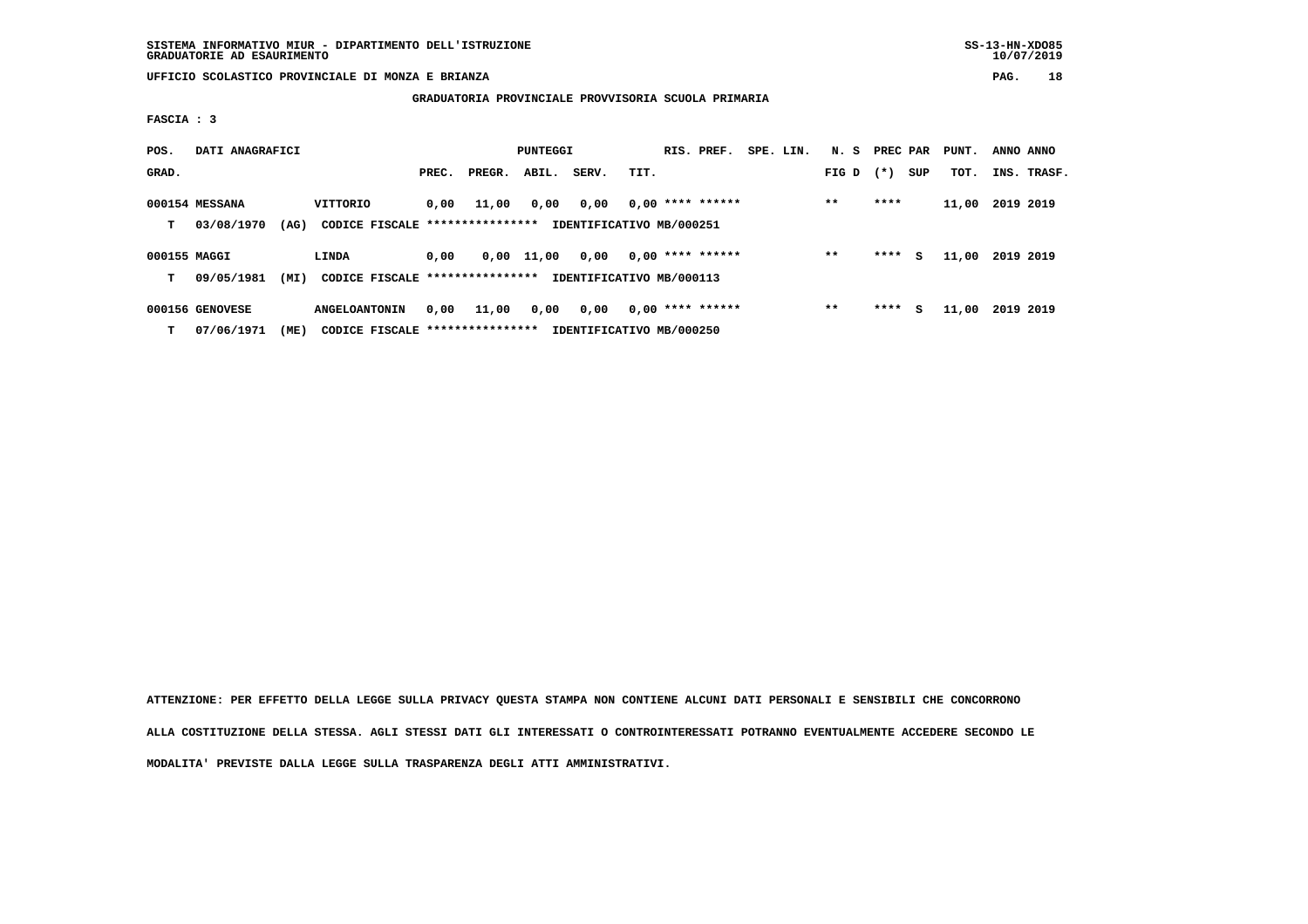SISTEMA INFORMATIVO MIUR - DIPARTIMENTO DELL'ISTRUZIONE
GRADUATORIE AD ESAURIMENTO

UFFICIO SCOLASTICO PROVINCIALE DI MONZA E BRIANZA

GRADUATORIA PROVINCIALE PROVVISORIA SCUOLA PRIMARIA

FASCIA : 3

| POS. GRAD. | DATI ANAGRAFICI | | | PREC. | PREGR. | ABIL. | SERV. | TIT. | RIS. PREF. | SPE. LIN. | N. S FIG D | PREC PAR (*) | SUP | PUNT. TOT. | ANNO INS. | ANNO TRASF. |
|---|---|---|---|---|---|---|---|---|---|---|---|---|---|---|---|---|
| 000154 | MESSANA | | VITTORIO | 0,00 | 11,00 | 0,00 | 0,00 | 0,00 | **** ****** | | ** | **** | | 11,00 | 2019 | 2019 |
| T | 03/08/1970 | (AG) | CODICE FISCALE **************** | IDENTIFICATIVO MB/000251 | | | | | | | | | | | | |
| 000155 | MAGGI | | LINDA | 0,00 | 0,00 | 11,00 | 0,00 | 0,00 | **** ****** | | ** | **** | S | 11,00 | 2019 | 2019 |
| T | 09/05/1981 | (MI) | CODICE FISCALE **************** | IDENTIFICATIVO MB/000113 | | | | | | | | | | | | |
| 000156 | GENOVESE | | ANGELOANTONIN | 0,00 | 11,00 | 0,00 | 0,00 | 0,00 | **** ****** | | ** | **** | S | 11,00 | 2019 | 2019 |
| T | 07/06/1971 | (ME) | CODICE FISCALE **************** | IDENTIFICATIVO MB/000250 | | | | | | | | | | | | |

ATTENZIONE: PER EFFETTO DELLA LEGGE SULLA PRIVACY QUESTA STAMPA NON CONTIENE ALCUNI DATI PERSONALI E SENSIBILI CHE CONCORRONO ALLA COSTITUZIONE DELLA STESSA. AGLI STESSI DATI GLI INTERESSATI O CONTROINTERESSATI POTRANNO EVENTUALMENTE ACCEDERE SECONDO LE MODALITA' PREVISTE DALLA LEGGE SULLA TRASPARENZA DEGLI ATTI AMMINISTRATIVI.